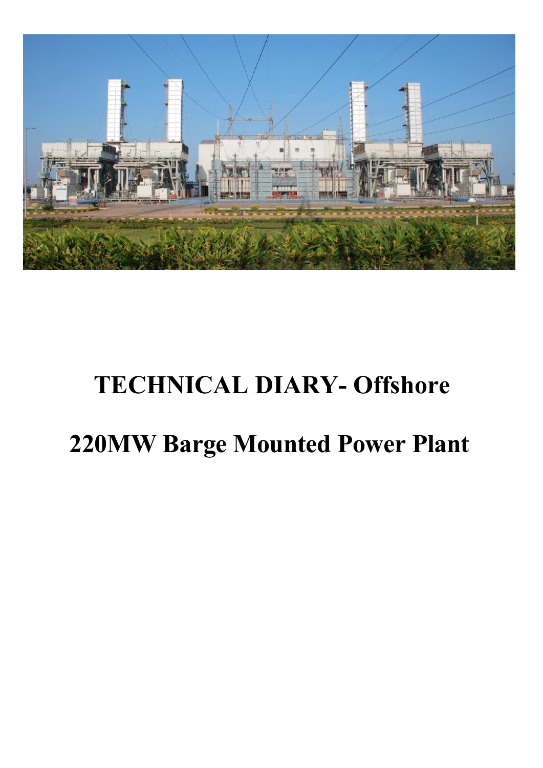# TECHNICAL DIARY- Offshore

# 220MW Barge Mounted Power Plant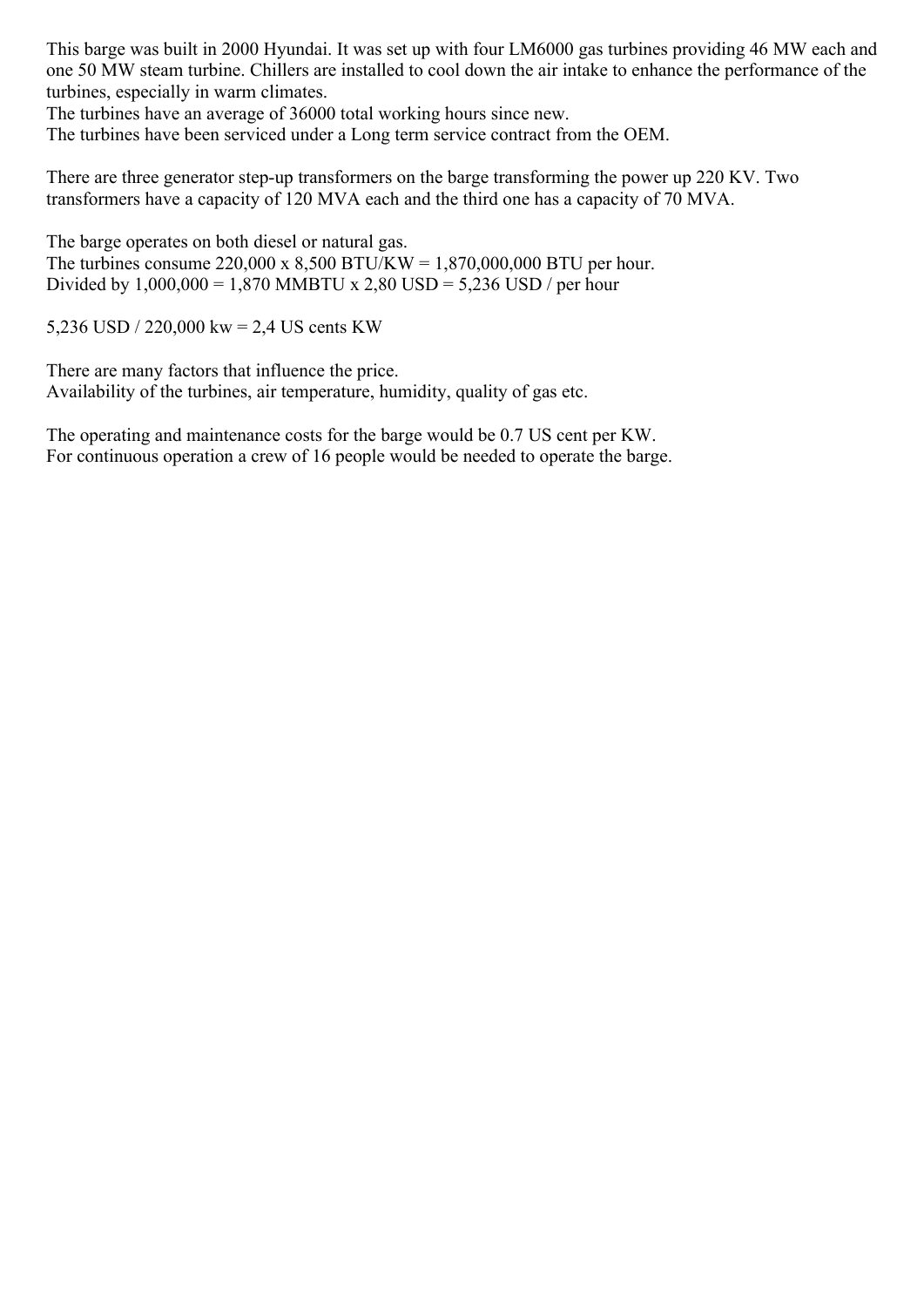This barge was built in 2000 Hyundai. It was set up with four LM6000 gas turbines providing 46 MW each and one 50 MW steam turbine. Chillers are installed to cool down the air intake to enhance the performance of the turbines, especially in warm climates.
The turbines have an average of 36000 total working hours since new.
The turbines have been serviced under a Long term service contract from the OEM.

There are three generator step-up transformers on the barge transforming the power up 220 KV. Two transformers have a capacity of 120 MVA each and the third one has a capacity of 70 MVA.

The barge operates on both diesel or natural gas.
The turbines consume 220,000 x 8,500 BTU/KW = 1,870,000,000 BTU per hour.
Divided by 1,000,000 = 1,870 MMBTU x 2,80 USD = 5,236 USD / per hour

5,236 USD / 220,000 kw = 2,4 US cents KW

There are many factors that influence the price.
Availability of the turbines, air temperature, humidity, quality of gas etc.

The operating and maintenance costs for the barge would be 0.7 US cent per KW.
For continuous operation a crew of 16 people would be needed to operate the barge.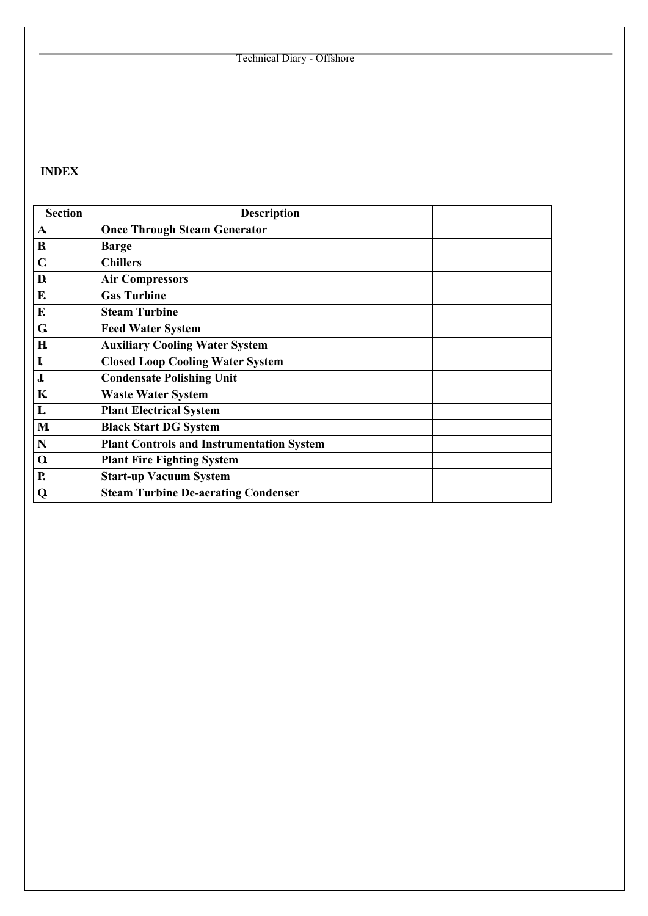**INDEX**

| Section | Description | |
|---|---|---|
| A. | Once Through Steam Generator | |
| B. | Barge | |
| C. | Chillers | |
| D. | Air Compressors | |
| E. | Gas Turbine | |
| F. | Steam Turbine | |
| G. | Feed Water System | |
| H. | Auxiliary Cooling Water System | |
| I. | Closed Loop Cooling Water System | |
| J. | Condensate Polishing Unit | |
| K. | Waste Water System | |
| L. | Plant Electrical System | |
| M. | Black Start DG System | |
| N. | Plant Controls and Instrumentation System | |
| O. | Plant Fire Fighting System | |
| P. | Start-up Vacuum System | |
| Q. | Steam Turbine De-aerating Condenser | |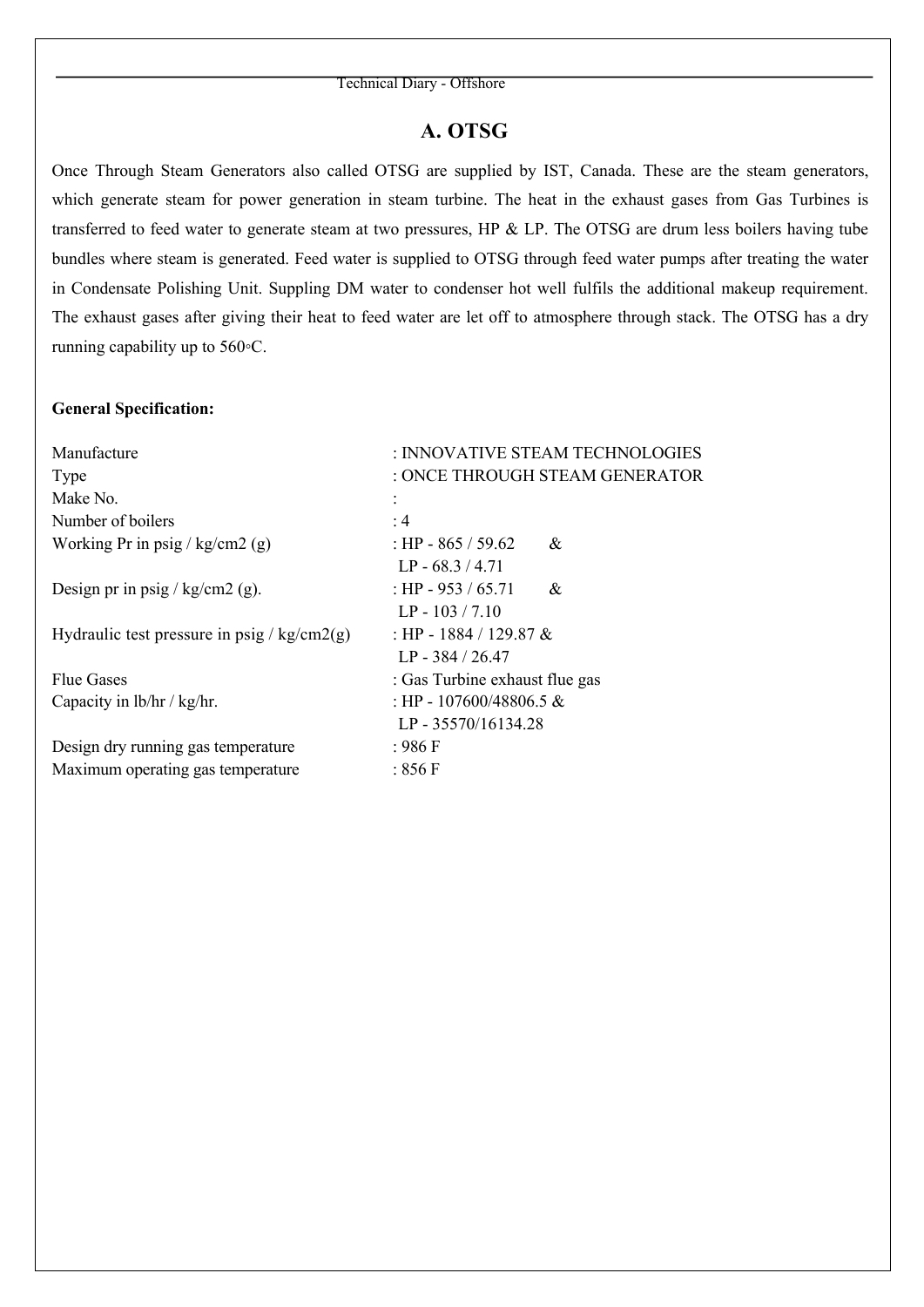## A. OTSG

Once Through Steam Generators also called OTSG are supplied by IST, Canada. These are the steam generators, which generate steam for power generation in steam turbine. The heat in the exhaust gases from Gas Turbines is transferred to feed water to generate steam at two pressures, HP & LP. The OTSG are drum less boilers having tube bundles where steam is generated. Feed water is supplied to OTSG through feed water pumps after treating the water in Condensate Polishing Unit. Suppling DM water to condenser hot well fulfils the additional makeup requirement. The exhaust gases after giving their heat to feed water are let off to atmosphere through stack. The OTSG has a dry running capability up to 560◦C.

**General Specification:**

| | |
|---|---|
| Manufacture | : INNOVATIVE STEAM TECHNOLOGIES |
| Type | : ONCE THROUGH STEAM GENERATOR |
| Make No. | : |
| Number of boilers | : 4 |
| Working Pr in psig / kg/cm2 (g) | : HP - 865 / 59.62 & <br> LP - 68.3 / 4.71 |
| Design pr in psig / kg/cm2 (g). | : HP - 953 / 65.71 & <br> LP - 103 / 7.10 |
| Hydraulic test pressure in psig / kg/cm2(g) | : HP - 1884 / 129.87 & <br> LP - 384 / 26.47 |
| Flue Gases | : Gas Turbine exhaust flue gas |
| Capacity in lb/hr / kg/hr. | : HP - 107600/48806.5 & <br> LP - 35570/16134.28 |
| Design dry running gas temperature | : 986 F |
| Maximum operating gas temperature | : 856 F |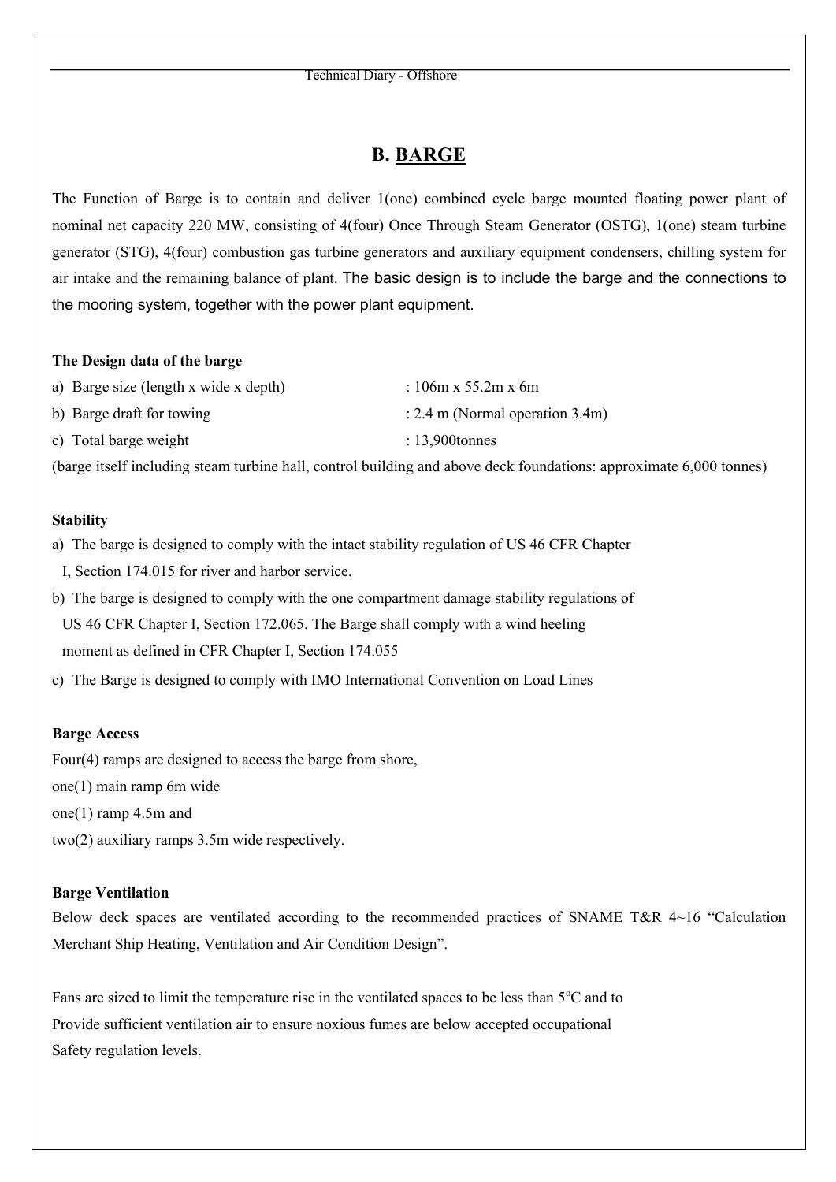## B. BARGE

The Function of Barge is to contain and deliver 1(one) combined cycle barge mounted floating power plant of nominal net capacity 220 MW, consisting of 4(four) Once Through Steam Generator (OSTG), 1(one) steam turbine generator (STG), 4(four) combustion gas turbine generators and auxiliary equipment condensers, chilling system for air intake and the remaining balance of plant. The basic design is to include the barge and the connections to the mooring system, together with the power plant equipment.

**The Design data of the barge**

a) Barge size (length x wide x depth) : 106m x 55.2m x 6m

b) Barge draft for towing : 2.4 m (Normal operation 3.4m)

c) Total barge weight : 13,900tonnes

(barge itself including steam turbine hall, control building and above deck foundations: approximate 6,000 tonnes)

**Stability**

a) The barge is designed to comply with the intact stability regulation of US 46 CFR Chapter I, Section 174.015 for river and harbor service.

b) The barge is designed to comply with the one compartment damage stability regulations of US 46 CFR Chapter I, Section 172.065. The Barge shall comply with a wind heeling moment as defined in CFR Chapter I, Section 174.055

c) The Barge is designed to comply with IMO International Convention on Load Lines

**Barge Access**

Four(4) ramps are designed to access the barge from shore,
one(1) main ramp 6m wide
one(1) ramp 4.5m and
two(2) auxiliary ramps 3.5m wide respectively.

**Barge Ventilation**

Below deck spaces are ventilated according to the recommended practices of SNAME T&R 4~16 "Calculation Merchant Ship Heating, Ventilation and Air Condition Design".

Fans are sized to limit the temperature rise in the ventilated spaces to be less than 5°C and to Provide sufficient ventilation air to ensure noxious fumes are below accepted occupational Safety regulation levels.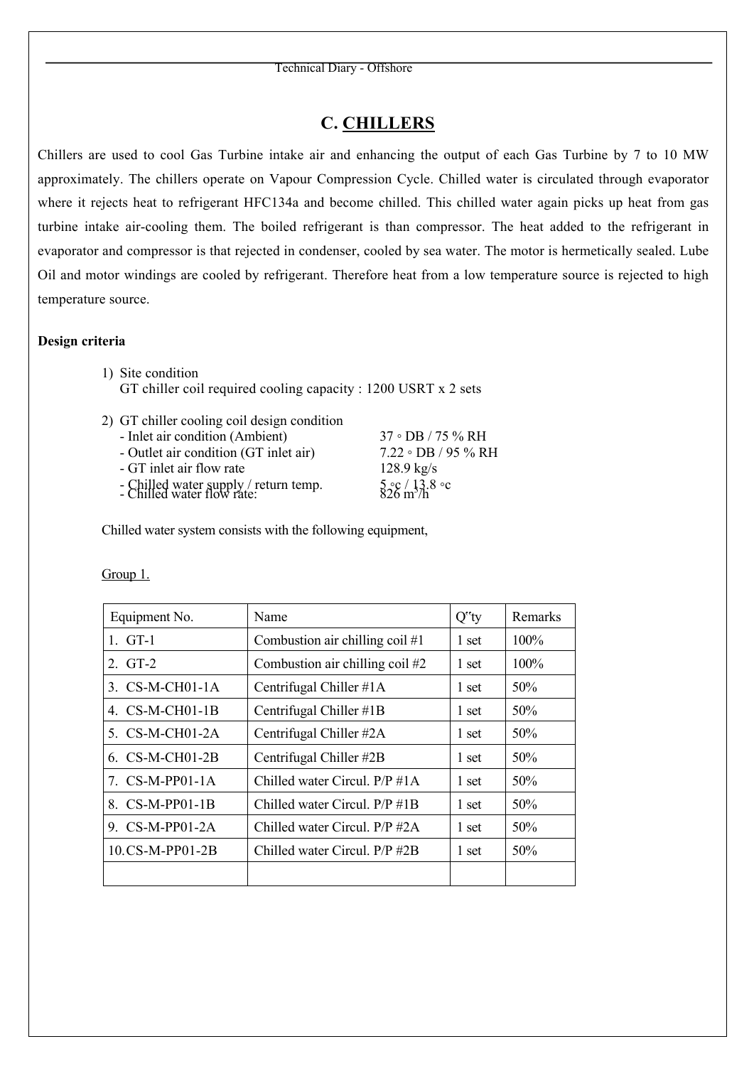# C. CHILLERS

Chillers are used to cool Gas Turbine intake air and enhancing the output of each Gas Turbine by 7 to 10 MW approximately. The chillers operate on Vapour Compression Cycle. Chilled water is circulated through evaporator where it rejects heat to refrigerant HFC134a and become chilled. This chilled water again picks up heat from gas turbine intake air-cooling them. The boiled refrigerant is than compressor. The heat added to the refrigerant in evaporator and compressor is that rejected in condenser, cooled by sea water. The motor is hermetically sealed. Lube Oil and motor windings are cooled by refrigerant. Therefore heat from a low temperature source is rejected to high temperature source.

**Design criteria**

1) Site condition
   GT chiller coil required cooling capacity : 1200 USRT x 2 sets

2) GT chiller cooling coil design condition
   - Inlet air condition (Ambient) 37 ◦ DB / 75 % RH
   - Outlet air condition (GT inlet air) 7.22 ◦ DB / 95 % RH
   - GT inlet air flow rate 128.9 kg/s
   - Chilled water supply / return temp. 5 ◦c / 13.8 ◦c
   - Chilled water flow rate: 826 $m^3/h$

Chilled water system consists with the following equipment,

Group 1.

| Equipment No. | Name | Q'ty | Remarks |
|---|---|---|---|
| 1. GT-1 | Combustion air chilling coil #1 | 1 set | 100% |
| 2. GT-2 | Combustion air chilling coil #2 | 1 set | 100% |
| 3. CS-M-CH01-1A | Centrifugal Chiller #1A | 1 set | 50% |
| 4. CS-M-CH01-1B | Centrifugal Chiller #1B | 1 set | 50% |
| 5. CS-M-CH01-2A | Centrifugal Chiller #2A | 1 set | 50% |
| 6. CS-M-CH01-2B | Centrifugal Chiller #2B | 1 set | 50% |
| 7. CS-M-PP01-1A | Chilled water Circul. P/P #1A | 1 set | 50% |
| 8. CS-M-PP01-1B | Chilled water Circul. P/P #1B | 1 set | 50% |
| 9. CS-M-PP01-2A | Chilled water Circul. P/P #2A | 1 set | 50% |
| 10. CS-M-PP01-2B | Chilled water Circul. P/P #2B | 1 set | 50% |
| | | | |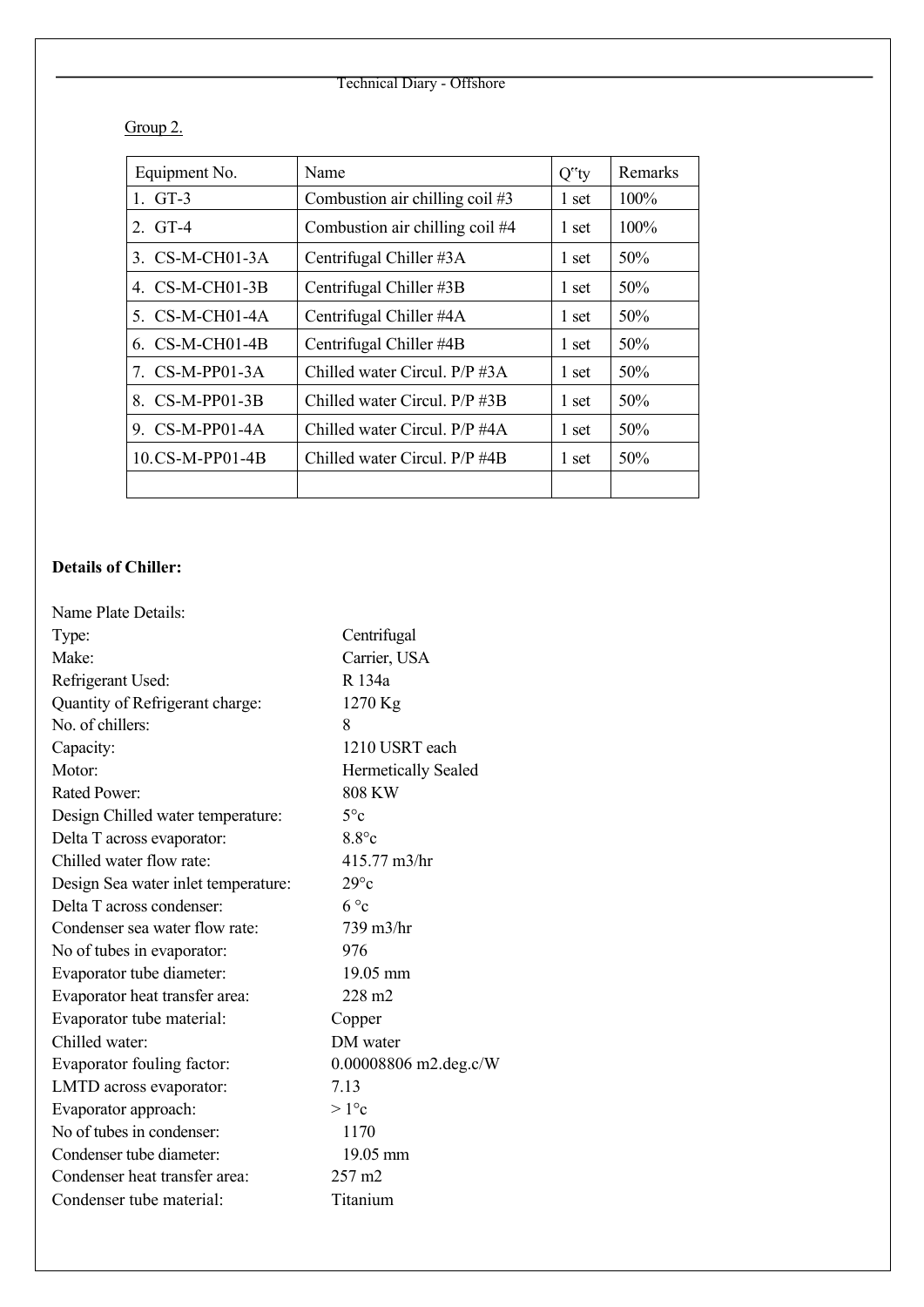Group 2.

| Equipment No. | Name | Q"ty | Remarks |
|---|---|---|---|
| 1. GT-3 | Combustion air chilling coil #3 | 1 set | 100% |
| 2. GT-4 | Combustion air chilling coil #4 | 1 set | 100% |
| 3. CS-M-CH01-3A | Centrifugal Chiller #3A | 1 set | 50% |
| 4. CS-M-CH01-3B | Centrifugal Chiller #3B | 1 set | 50% |
| 5. CS-M-CH01-4A | Centrifugal Chiller #4A | 1 set | 50% |
| 6. CS-M-CH01-4B | Centrifugal Chiller #4B | 1 set | 50% |
| 7. CS-M-PP01-3A | Chilled water Circul. P/P #3A | 1 set | 50% |
| 8. CS-M-PP01-3B | Chilled water Circul. P/P #3B | 1 set | 50% |
| 9. CS-M-PP01-4A | Chilled water Circul. P/P #4A | 1 set | 50% |
| 10. CS-M-PP01-4B | Chilled water Circul. P/P #4B | 1 set | 50% |
| | | | |

**Details of Chiller:**

Name Plate Details:

| | |
|---|---|
| Type: | Centrifugal |
| Make: | Carrier, USA |
| Refrigerant Used: | R 134a |
| Quantity of Refrigerant charge: | 1270 Kg |
| No. of chillers: | 8 |
| Capacity: | 1210 USRT each |
| Motor: | Hermetically Sealed |
| Rated Power: | 808 KW |
| Design Chilled water temperature: | 5°c |
| Delta T across evaporator: | 8.8°c |
| Chilled water flow rate: | 415.77 m3/hr |
| Design Sea water inlet temperature: | 29°c |
| Delta T across condenser: | 6 °c |
| Condenser sea water flow rate: | 739 m3/hr |
| No of tubes in evaporator: | 976 |
| Evaporator tube diameter: | 19.05 mm |
| Evaporator heat transfer area: | 228 m2 |
| Evaporator tube material: | Copper |
| Chilled water: | DM water |
| Evaporator fouling factor: | 0.00008806 m2.deg.c/W |
| LMTD across evaporator: | 7.13 |
| Evaporator approach: | > 1°c |
| No of tubes in condenser: | 1170 |
| Condenser tube diameter: | 19.05 mm |
| Condenser heat transfer area: | 257 m2 |
| Condenser tube material: | Titanium |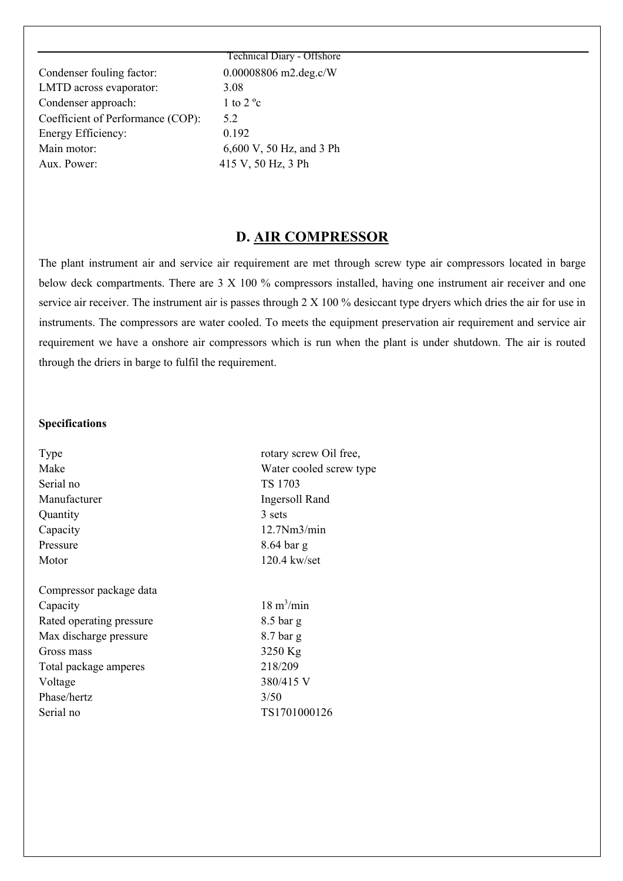| | |
|---|---|
| Condenser fouling factor: | 0.00008806 m2.deg.c/W |
| LMTD across evaporator: | 3.08 |
| Condenser approach: | 1 to 2 ºc |
| Coefficient of Performance (COP): | 5.2 |
| Energy Efficiency: | 0.192 |
| Main motor: | 6,600 V, 50 Hz, and 3 Ph |
| Aux. Power: | 415 V, 50 Hz, 3 Ph |

## D. AIR COMPRESSOR

The plant instrument air and service air requirement are met through screw type air compressors located in barge below deck compartments. There are 3 X 100 % compressors installed, having one instrument air receiver and one service air receiver. The instrument air is passes through 2 X 100 % desiccant type dryers which dries the air for use in instruments. The compressors are water cooled. To meets the equipment preservation air requirement and service air requirement we have a onshore air compressors which is run when the plant is under shutdown. The air is routed through the driers in barge to fulfil the requirement.

**Specifications**

| | |
|---|---|
| Type | rotary screw Oil free, |
| Make | Water cooled screw type |
| Serial no | TS 1703 |
| Manufacturer | Ingersoll Rand |
| Quantity | 3 sets |
| Capacity | 12.7Nm3/min |
| Pressure | 8.64 bar g |
| Motor | 120.4 kw/set |

| | |
|---|---|
| Compressor package data | |
| Capacity | 18 $m^3$/min |
| Rated operating pressure | 8.5 bar g |
| Max discharge pressure | 8.7 bar g |
| Gross mass | 3250 Kg |
| Total package amperes | 218/209 |
| Voltage | 380/415 V |
| Phase/hertz | 3/50 |
| Serial no | TS1701000126 |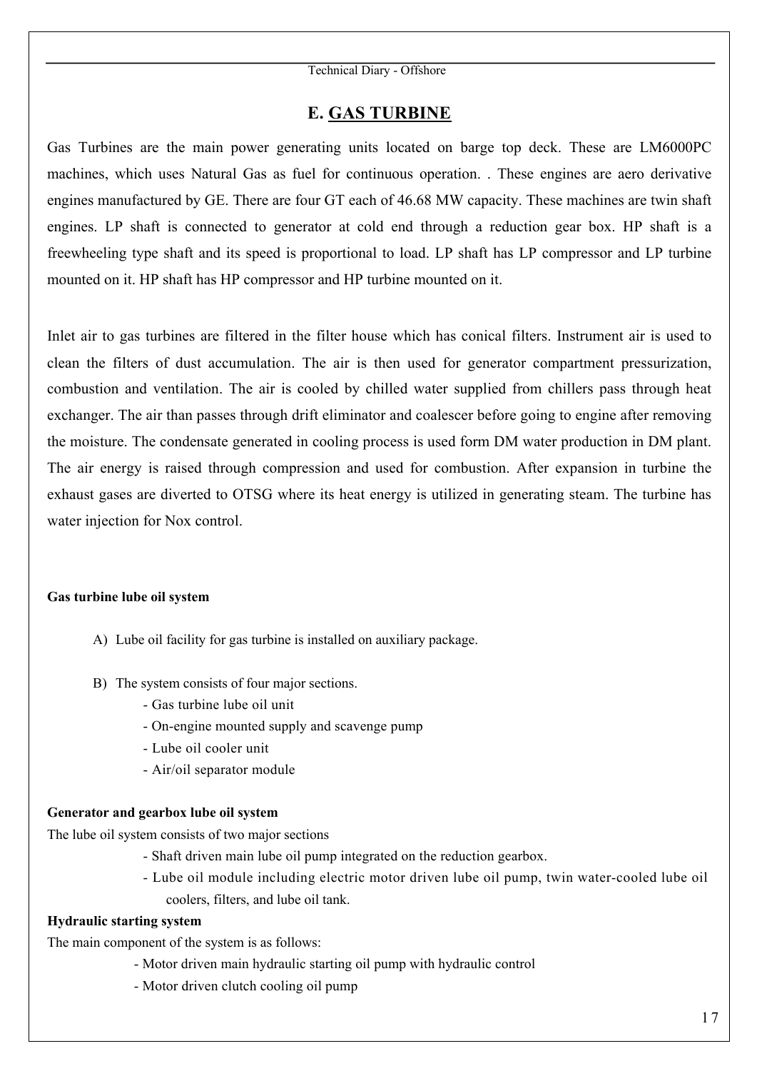## E. GAS TURBINE

Gas Turbines are the main power generating units located on barge top deck. These are LM6000PC machines, which uses Natural Gas as fuel for continuous operation. . These engines are aero derivative engines manufactured by GE. There are four GT each of 46.68 MW capacity. These machines are twin shaft engines. LP shaft is connected to generator at cold end through a reduction gear box. HP shaft is a freewheeling type shaft and its speed is proportional to load. LP shaft has LP compressor and LP turbine mounted on it. HP shaft has HP compressor and HP turbine mounted on it.

Inlet air to gas turbines are filtered in the filter house which has conical filters. Instrument air is used to clean the filters of dust accumulation. The air is then used for generator compartment pressurization, combustion and ventilation. The air is cooled by chilled water supplied from chillers pass through heat exchanger. The air than passes through drift eliminator and coalescer before going to engine after removing the moisture. The condensate generated in cooling process is used form DM water production in DM plant. The air energy is raised through compression and used for combustion. After expansion in turbine the exhaust gases are diverted to OTSG where its heat energy is utilized in generating steam. The turbine has water injection for Nox control.

**Gas turbine lube oil system**

A) Lube oil facility for gas turbine is installed on auxiliary package.

B) The system consists of four major sections.
- Gas turbine lube oil unit
- On-engine mounted supply and scavenge pump
- Lube oil cooler unit
- Air/oil separator module

**Generator and gearbox lube oil system**

The lube oil system consists of two major sections
- Shaft driven main lube oil pump integrated on the reduction gearbox.
- Lube oil module including electric motor driven lube oil pump, twin water-cooled lube oil coolers, filters, and lube oil tank.

**Hydraulic starting system**

The main component of the system is as follows:
- Motor driven main hydraulic starting oil pump with hydraulic control
- Motor driven clutch cooling oil pump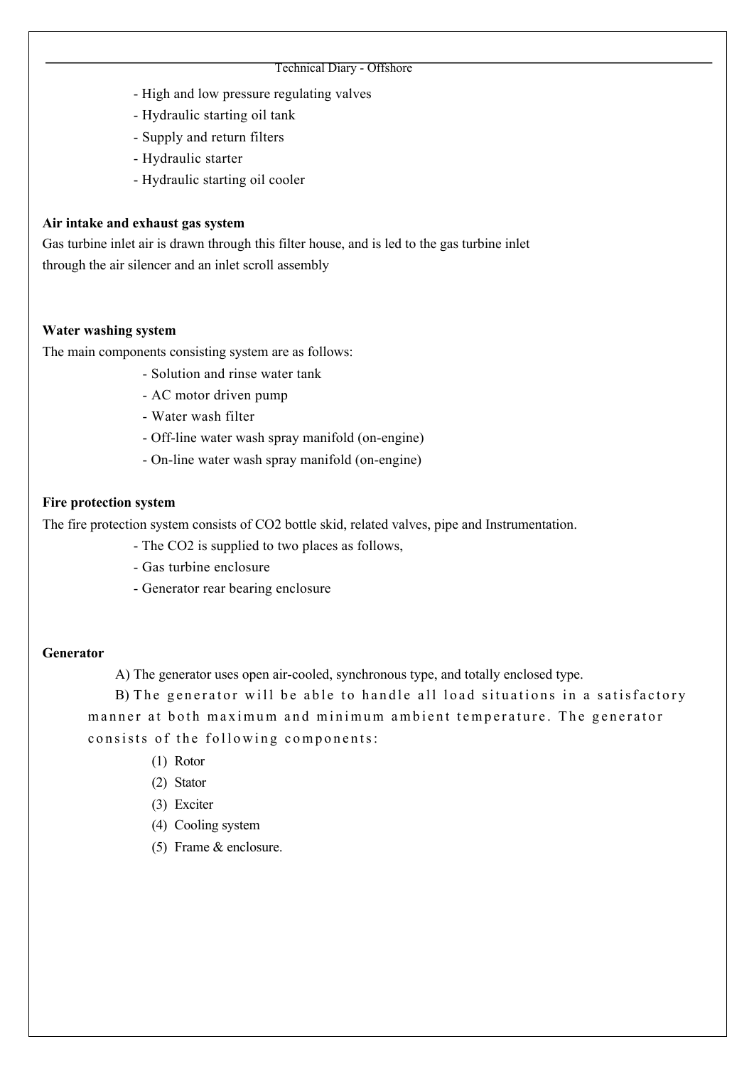- High and low pressure regulating valves
- Hydraulic starting oil tank
- Supply and return filters
- Hydraulic starter
- Hydraulic starting oil cooler

**Air intake and exhaust gas system**

Gas turbine inlet air is drawn through this filter house, and is led to the gas turbine inlet through the air silencer and an inlet scroll assembly

**Water washing system**

The main components consisting system are as follows:

- Solution and rinse water tank
- AC motor driven pump
- Water wash filter
- Off-line water wash spray manifold (on-engine)
- On-line water wash spray manifold (on-engine)

**Fire protection system**

The fire protection system consists of $CO_2$ bottle skid, related valves, pipe and Instrumentation.

- The $CO_2$ is supplied to two places as follows,
- Gas turbine enclosure
- Generator rear bearing enclosure

**Generator**

A) The generator uses open air-cooled, synchronous type, and totally enclosed type.

B) The generator will be able to handle all load situations in a satisfactory manner at both maximum and minimum ambient temperature. The generator consists of the following components:

(1) Rotor
(2) Stator
(3) Exciter
(4) Cooling system
(5) Frame & enclosure.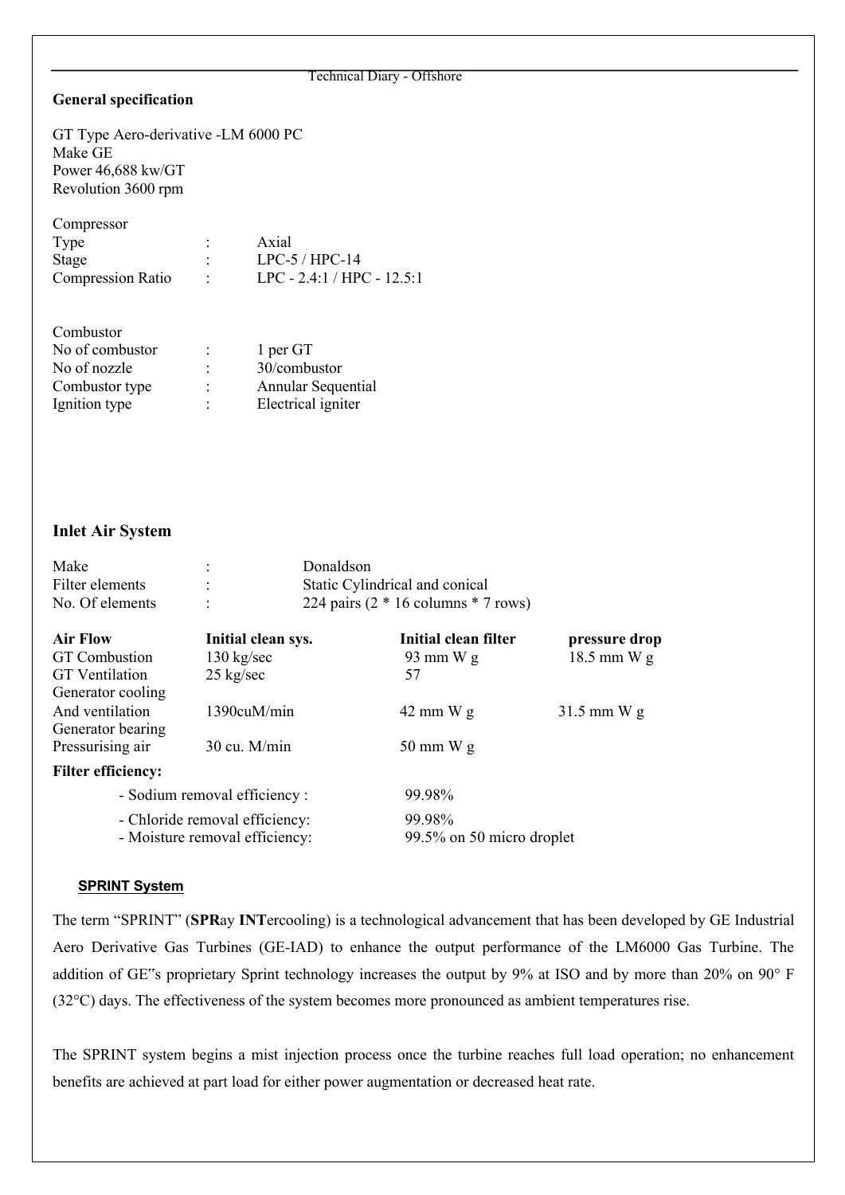**General specification**

GT Type Aero-derivative -LM 6000 PC
Make GE
Power 46,688 kw/GT
Revolution 3600 rpm

Compressor

| | | |
|---|---|---|
| Type | : | Axial |
| Stage | : | LPC-5 / HPC-14 |
| Compression Ratio | : | LPC - 2.4:1 / HPC - 12.5:1 |

Combustor

| | | |
|---|---|---|
| No of combustor | : | 1 per GT |
| No of nozzle | : | 30/combustor |
| Combustor type | : | Annular Sequential |
| Ignition type | : | Electrical igniter |

## Inlet Air System

| | | |
|---|---|---|
| Make | : | Donaldson |
| Filter elements | : | Static Cylindrical and conical |
| No. Of elements | : | 224 pairs (2 * 16 columns * 7 rows) |

| Air Flow | Initial clean sys. | Initial clean filter | pressure drop |
|---|---|---|---|
| GT Combustion | 130 kg/sec | 93 mm W g | 18.5 mm W g |
| GT Ventilation | 25 kg/sec | 57 | |
| Generator cooling And ventilation | 1390cuM/min | 42 mm W g | 31.5 mm W g |
| Generator bearing Pressurising air | 30 cu. M/min | 50 mm W g | |

**Filter efficiency:**

- Sodium removal efficiency : 99.98%
- Chloride removal efficiency: 99.98%
- Moisture removal efficiency: 99.5% on 50 micro droplet

**SPRINT System**

The term "SPRINT" (**SPR**ay **INT**ercooling) is a technological advancement that has been developed by GE Industrial Aero Derivative Gas Turbines (GE-IAD) to enhance the output performance of the LM6000 Gas Turbine. The addition of GE‟s proprietary Sprint technology increases the output by 9% at ISO and by more than 20% on 90° F (32°C) days. The effectiveness of the system becomes more pronounced as ambient temperatures rise.

The SPRINT system begins a mist injection process once the turbine reaches full load operation; no enhancement benefits are achieved at part load for either power augmentation or decreased heat rate.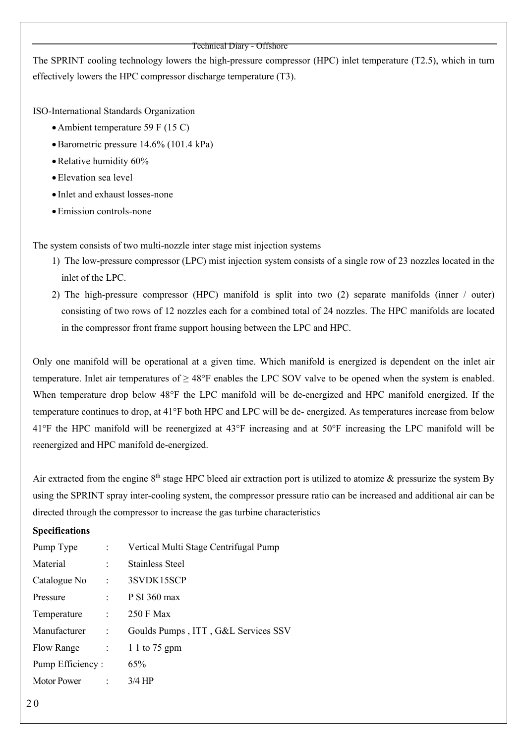The SPRINT cooling technology lowers the high-pressure compressor (HPC) inlet temperature (T2.5), which in turn effectively lowers the HPC compressor discharge temperature (T3).

ISO-International Standards Organization

- Ambient temperature 59 F (15 C)
- Barometric pressure 14.6% (101.4 kPa)
- Relative humidity 60%
- Elevation sea level
- Inlet and exhaust losses-none
- Emission controls-none

The system consists of two multi-nozzle inter stage mist injection systems

1) The low-pressure compressor (LPC) mist injection system consists of a single row of 23 nozzles located in the inlet of the LPC.
2) The high-pressure compressor (HPC) manifold is split into two (2) separate manifolds (inner / outer) consisting of two rows of 12 nozzles each for a combined total of 24 nozzles. The HPC manifolds are located in the compressor front frame support housing between the LPC and HPC.

Only one manifold will be operational at a given time. Which manifold is energized is dependent on the inlet air temperature. Inlet air temperatures of ≥ 48°F enables the LPC SOV valve to be opened when the system is enabled. When temperature drop below 48°F the LPC manifold will be de-energized and HPC manifold energized. If the temperature continues to drop, at 41°F both HPC and LPC will be de- energized. As temperatures increase from below 41°F the HPC manifold will be reenergized at 43°F increasing and at 50°F increasing the LPC manifold will be reenergized and HPC manifold de-energized.

Air extracted from the engine 8th stage HPC bleed air extraction port is utilized to atomize & pressurize the system By using the SPRINT spray inter-cooling system, the compressor pressure ratio can be increased and additional air can be directed through the compressor to increase the gas turbine characteristics

**Specifications**

| | | |
|---|---|---|
| Pump Type | : | Vertical Multi Stage Centrifugal Pump |
| Material | : | Stainless Steel |
| Catalogue No | : | 3SVDK15SCP |
| Pressure | : | P SI 360 max |
| Temperature | : | 250 F Max |
| Manufacturer | : | Goulds Pumps , ITT , G&L Services SSV |
| Flow Range | : | 1 1 to 75 gpm |
| Pump Efficiency | : | 65% |
| Motor Power | : | 3/4 HP |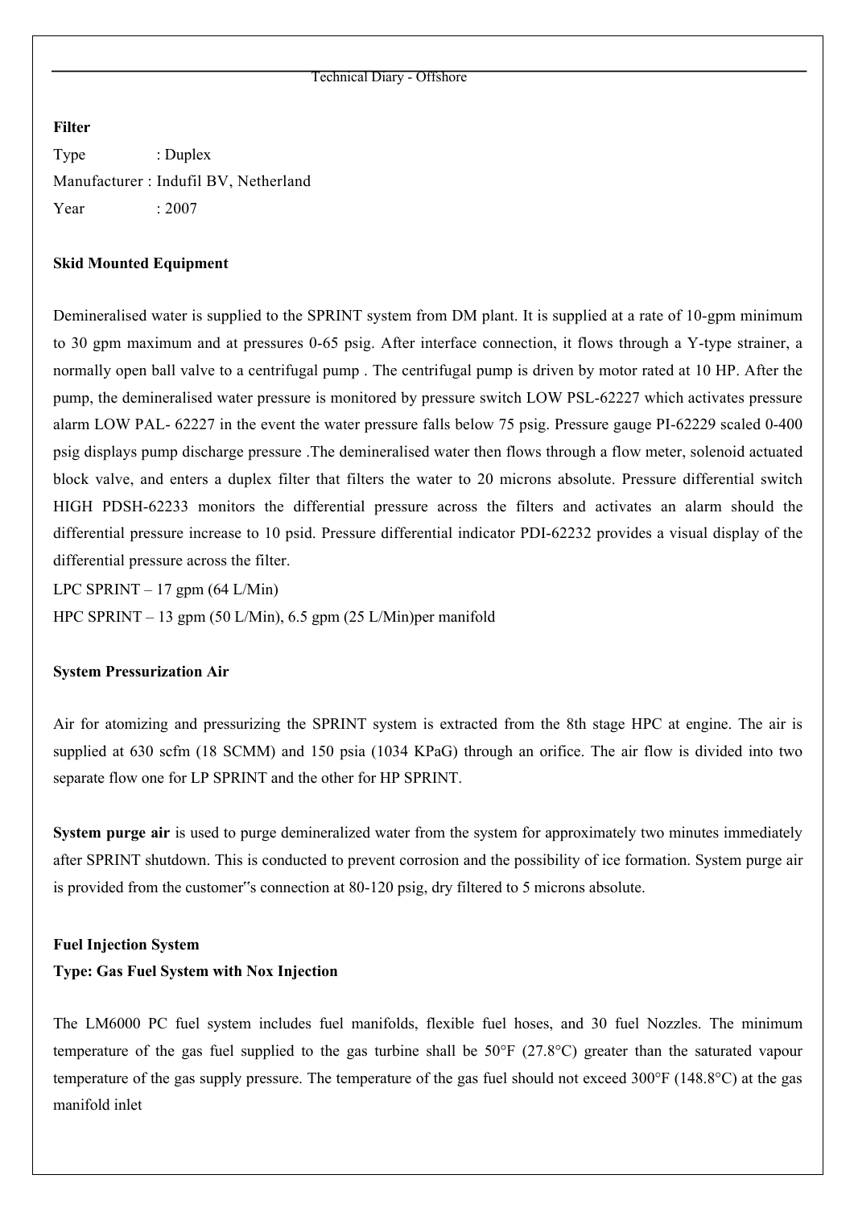**Filter**

Type : Duplex

Manufacturer : Indufil BV, Netherland

Year : 2007

**Skid Mounted Equipment**

Demineralised water is supplied to the SPRINT system from DM plant. It is supplied at a rate of 10-gpm minimum to 30 gpm maximum and at pressures 0-65 psig. After interface connection, it flows through a Y-type strainer, a normally open ball valve to a centrifugal pump . The centrifugal pump is driven by motor rated at 10 HP. After the pump, the demineralised water pressure is monitored by pressure switch LOW PSL-62227 which activates pressure alarm LOW PAL- 62227 in the event the water pressure falls below 75 psig. Pressure gauge PI-62229 scaled 0-400 psig displays pump discharge pressure .The demineralised water then flows through a flow meter, solenoid actuated block valve, and enters a duplex filter that filters the water to 20 microns absolute. Pressure differential switch HIGH PDSH-62233 monitors the differential pressure across the filters and activates an alarm should the differential pressure increase to 10 psid. Pressure differential indicator PDI-62232 provides a visual display of the differential pressure across the filter.

LPC SPRINT – 17 gpm (64 L/Min)

HPC SPRINT – 13 gpm (50 L/Min), 6.5 gpm (25 L/Min)per manifold

**System Pressurization Air**

Air for atomizing and pressurizing the SPRINT system is extracted from the 8th stage HPC at engine. The air is supplied at 630 scfm (18 SCMM) and 150 psia (1034 KPaG) through an orifice. The air flow is divided into two separate flow one for LP SPRINT and the other for HP SPRINT.

**System purge air** is used to purge demineralized water from the system for approximately two minutes immediately after SPRINT shutdown. This is conducted to prevent corrosion and the possibility of ice formation. System purge air is provided from the customer‟s connection at 80-120 psig, dry filtered to 5 microns absolute.

**Fuel Injection System**

**Type: Gas Fuel System with Nox Injection**

The LM6000 PC fuel system includes fuel manifolds, flexible fuel hoses, and 30 fuel Nozzles. The minimum temperature of the gas fuel supplied to the gas turbine shall be 50°F (27.8°C) greater than the saturated vapour temperature of the gas supply pressure. The temperature of the gas fuel should not exceed 300°F (148.8°C) at the gas manifold inlet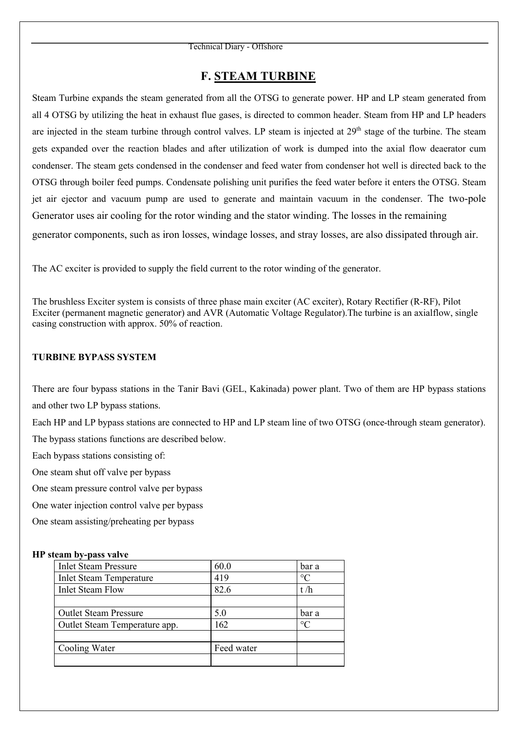# F. STEAM TURBINE

Steam Turbine expands the steam generated from all the OTSG to generate power. HP and LP steam generated from all 4 OTSG by utilizing the heat in exhaust flue gases, is directed to common header. Steam from HP and LP headers are injected in the steam turbine through control valves. LP steam is injected at 29th stage of the turbine. The steam gets expanded over the reaction blades and after utilization of work is dumped into the axial flow deaerator cum condenser. The steam gets condensed in the condenser and feed water from condenser hot well is directed back to the OTSG through boiler feed pumps. Condensate polishing unit purifies the feed water before it enters the OTSG. Steam jet air ejector and vacuum pump are used to generate and maintain vacuum in the condenser. The two-pole Generator uses air cooling for the rotor winding and the stator winding. The losses in the remaining generator components, such as iron losses, windage losses, and stray losses, are also dissipated through air.

The AC exciter is provided to supply the field current to the rotor winding of the generator.

The brushless Exciter system is consists of three phase main exciter (AC exciter), Rotary Rectifier (R-RF), Pilot Exciter (permanent magnetic generator) and AVR (Automatic Voltage Regulator).The turbine is an axialflow, single casing construction with approx. 50% of reaction.

**TURBINE BYPASS SYSTEM**

There are four bypass stations in the Tanir Bavi (GEL, Kakinada) power plant. Two of them are HP bypass stations and other two LP bypass stations.

Each HP and LP bypass stations are connected to HP and LP steam line of two OTSG (once-through steam generator).

The bypass stations functions are described below.

Each bypass stations consisting of:

One steam shut off valve per bypass

One steam pressure control valve per bypass

One water injection control valve per bypass

One steam assisting/preheating per bypass

**HP steam by-pass valve**

| | | |
|---|---|---|
| Inlet Steam Pressure | 60.0 | bar a |
| Inlet Steam Temperature | 419 | °C |
| Inlet Steam Flow | 82.6 | t /h |
| | | |
| Outlet Steam Pressure | 5.0 | bar a |
| Outlet Steam Temperature app. | 162 | °C |
| | | |
| Cooling Water | Feed water | |
| | | |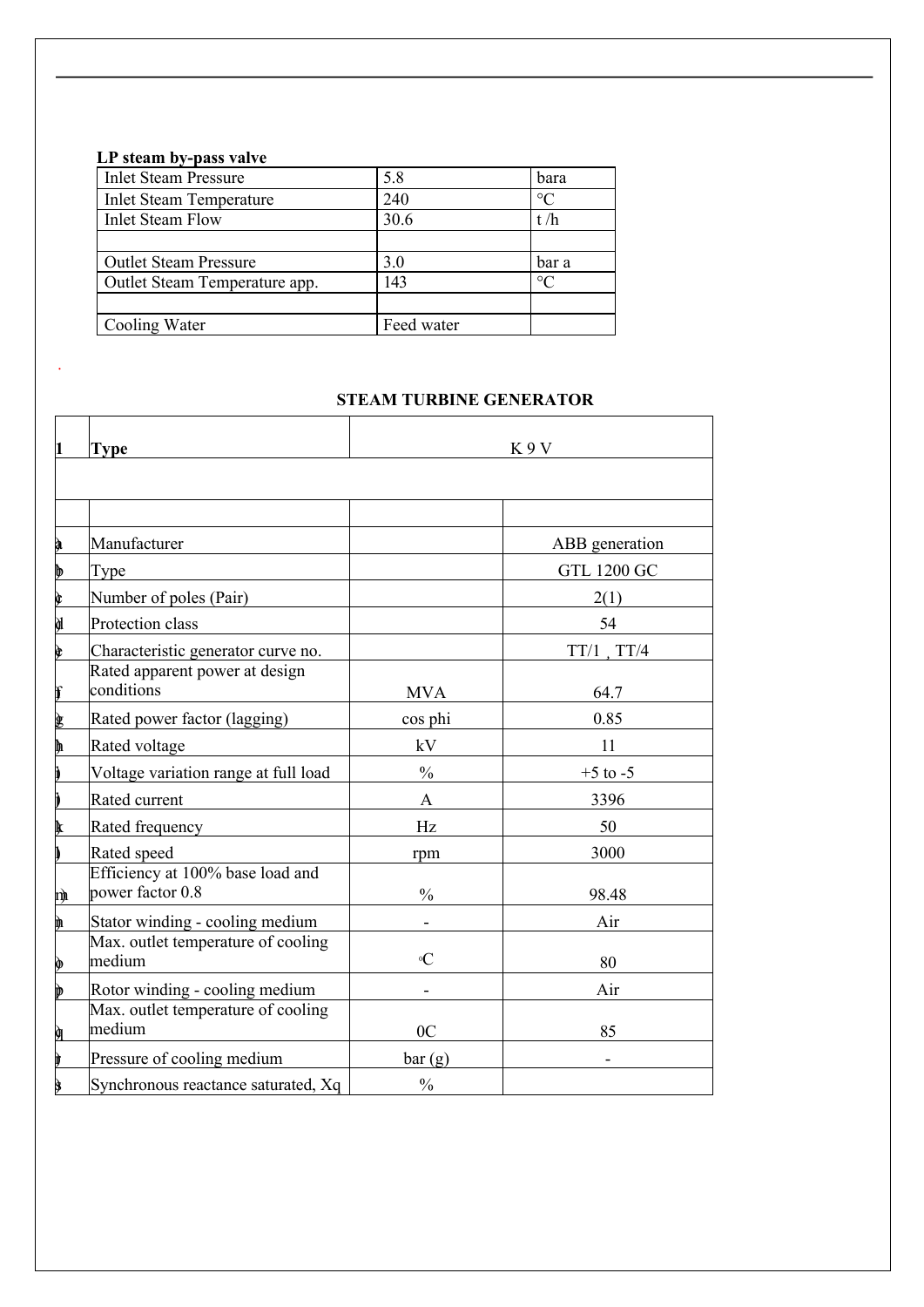**LP steam by-pass valve**

| Inlet Steam Pressure | 5.8 | bara |
|---|---|---|
| Inlet Steam Temperature | 240 | °C |
| Inlet Steam Flow | 30.6 | t /h |
| | | |
| Outlet Steam Pressure | 3.0 | bar a |
| Outlet Steam Temperature app. | 143 | °C |
| | | |
| Cooling Water | Feed water | |

.

**STEAM TURBINE GENERATOR**

| 1 | **Type** | K 9 V | |
|---|---|---|---|
| | | | |
| | | | |
| a | Manufacturer | | ABB generation |
| b | Type | | GTL 1200 GC |
| c | Number of poles (Pair) | | 2(1) |
| d | Protection class | | 54 |
| e | Characteristic generator curve no. | | TT/1 , TT/4 |
| f | Rated apparent power at design conditions | MVA | 64.7 |
| g | Rated power factor (lagging) | cos phi | 0.85 |
| h | Rated voltage | kV | 11 |
| i | Voltage variation range at full load | % | +5 to -5 |
| j | Rated current | A | 3396 |
| k | Rated frequency | Hz | 50 |
| l | Rated speed | rpm | 3000 |
| m | Efficiency at 100% base load and power factor 0.8 | % | 98.48 |
| n | Stator winding - cooling medium | - | Air |
| o | Max. outlet temperature of cooling medium | °C | 80 |
| p | Rotor winding - cooling medium | - | Air |
| q | Max. outlet temperature of cooling medium | 0C | 85 |
| r | Pressure of cooling medium | bar (g) | - |
| s | Synchronous reactance saturated, Xq | % | |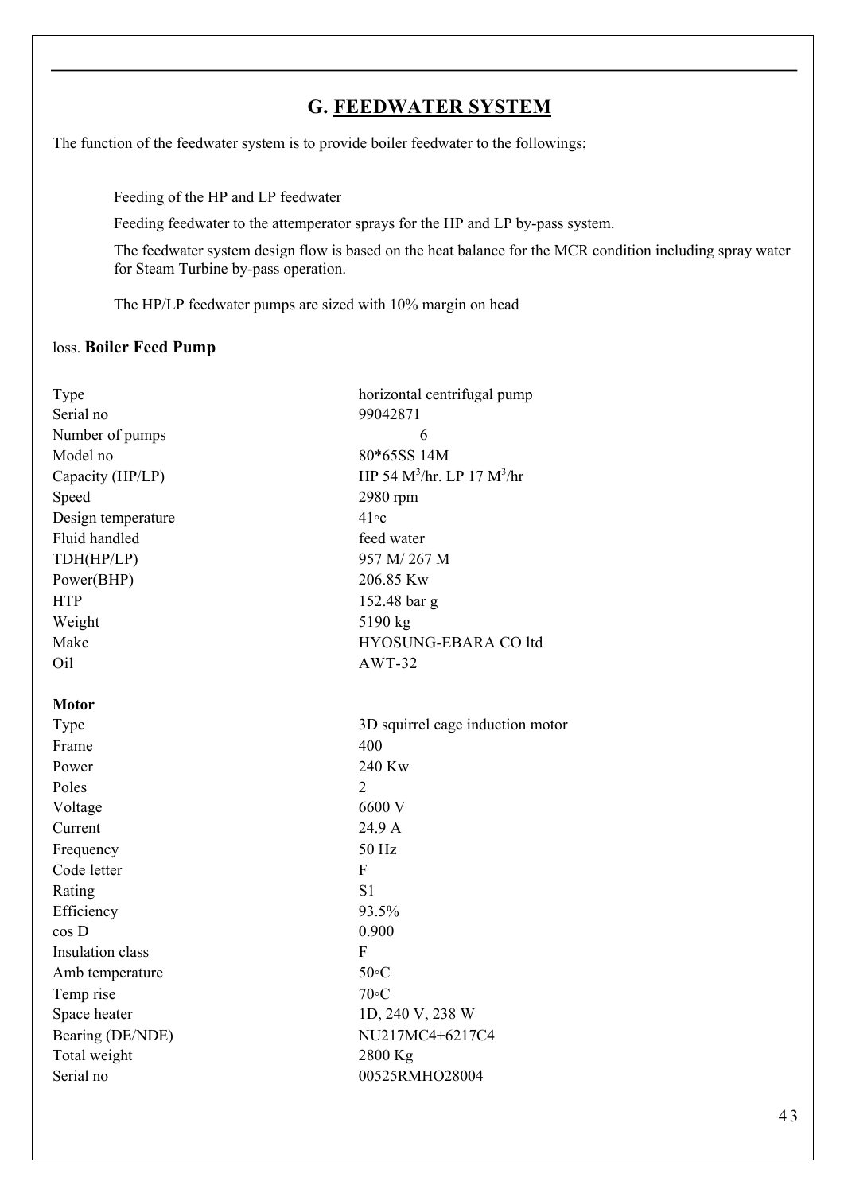## G. FEEDWATER SYSTEM

The function of the feedwater system is to provide boiler feedwater to the followings;

Feeding of the HP and LP feedwater

Feeding feedwater to the attemperator sprays for the HP and LP by-pass system.

The feedwater system design flow is based on the heat balance for the MCR condition including spray water for Steam Turbine by-pass operation.

The HP/LP feedwater pumps are sized with 10% margin on head

loss. **Boiler Feed Pump**

| | |
|---|---|
| Type | horizontal centrifugal pump |
| Serial no | 99042871 |
| Number of pumps | 6 |
| Model no | 80*65SS 14M |
| Capacity (HP/LP) | HP 54 $M^3$/hr. LP 17 $M^3$/hr |
| Speed | 2980 rpm |
| Design temperature | 41◦c |
| Fluid handled | feed water |
| TDH(HP/LP) | 957 M/ 267 M |
| Power(BHP) | 206.85 Kw |
| HTP | 152.48 bar g |
| Weight | 5190 kg |
| Make | HYOSUNG-EBARA CO ltd |
| Oil | AWT-32 |

**Motor**

| | |
|---|---|
| Type | 3D squirrel cage induction motor |
| Frame | 400 |
| Power | 240 Kw |
| Poles | 2 |
| Voltage | 6600 V |
| Current | 24.9 A |
| Frequency | 50 Hz |
| Code letter | F |
| Rating | S1 |
| Efficiency | 93.5% |
| cos D | 0.900 |
| Insulation class | F |
| Amb temperature | 50◦C |
| Temp rise | 70◦C |
| Space heater | 1D, 240 V, 238 W |
| Bearing (DE/NDE) | NU217MC4+6217C4 |
| Total weight | 2800 Kg |
| Serial no | 00525RMHO28004 |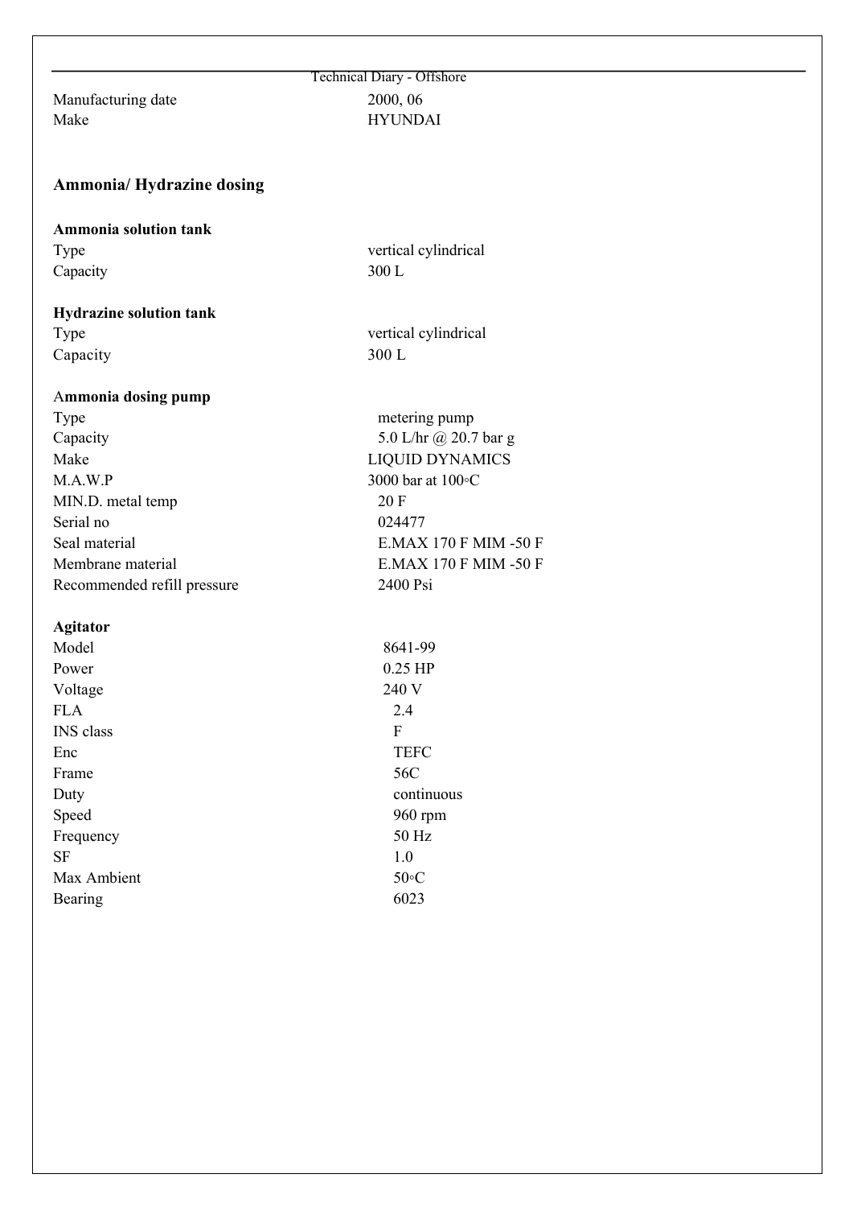| | |
|---|---|
| Manufacturing date | 2000, 06 |
| Make | HYUNDAI |

## Ammonia/ Hydrazine dosing

**Ammonia solution tank**

| | |
|---|---|
| Type | vertical cylindrical |
| Capacity | 300 L |

**Hydrazine solution tank**

| | |
|---|---|
| Type | vertical cylindrical |
| Capacity | 300 L |

**Ammonia dosing pump**

| | |
|---|---|
| Type | metering pump |
| Capacity | 5.0 L/hr @ 20.7 bar g |
| Make | LIQUID DYNAMICS |
| M.A.W.P | 3000 bar at 100◦C |
| MIN.D. metal temp | 20 F |
| Serial no | 024477 |
| Seal material | E.MAX 170 F MIM -50 F |
| Membrane material | E.MAX 170 F MIM -50 F |
| Recommended refill pressure | 2400 Psi |

**Agitator**

| | |
|---|---|
| Model | 8641-99 |
| Power | 0.25 HP |
| Voltage | 240 V |
| FLA | 2.4 |
| INS class | F |
| Enc | TEFC |
| Frame | 56C |
| Duty | continuous |
| Speed | 960 rpm |
| Frequency | 50 Hz |
| SF | 1.0 |
| Max Ambient | 50◦C |
| Bearing | 6023 |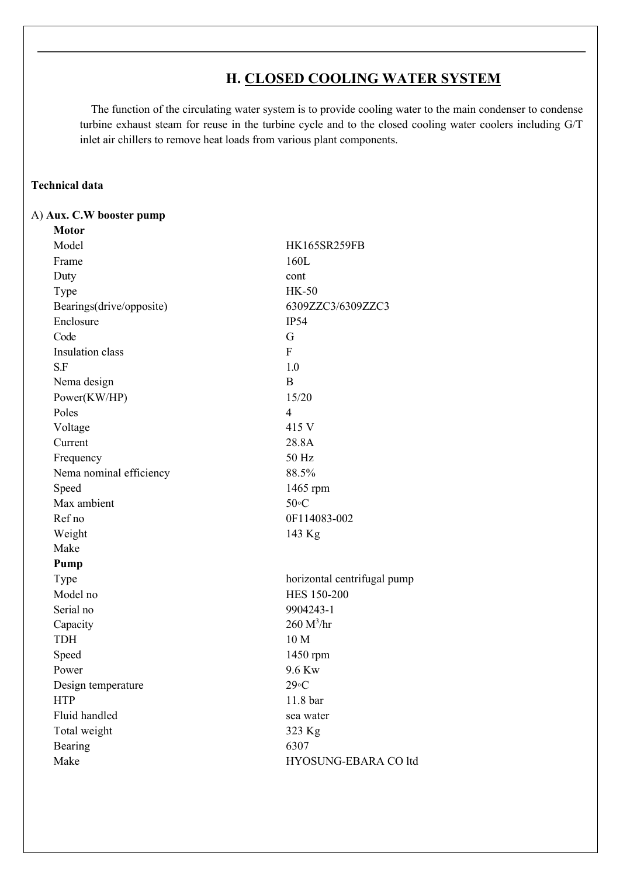## H. CLOSED COOLING WATER SYSTEM

The function of the circulating water system is to provide cooling water to the main condenser to condense turbine exhaust steam for reuse in the turbine cycle and to the closed cooling water coolers including G/T inlet air chillers to remove heat loads from various plant components.

**Technical data**

A) **Aux. C.W booster pump**

**Motor**

| | |
|---|---|
| Model | HK165SR259FB |
| Frame | 160L |
| Duty | cont |
| Type | HK-50 |
| Bearings(drive/opposite) | 6309ZZC3/6309ZZC3 |
| Enclosure | IP54 |
| Code | G |
| Insulation class | F |
| S.F | 1.0 |
| Nema design | B |
| Power(KW/HP) | 15/20 |
| Poles | 4 |
| Voltage | 415 V |
| Current | 28.8A |
| Frequency | 50 Hz |
| Nema nominal efficiency | 88.5% |
| Speed | 1465 rpm |
| Max ambient | 50◦C |
| Ref no | 0F114083-002 |
| Weight | 143 Kg |
| Make | |

**Pump**

| | |
|---|---|
| Type | horizontal centrifugal pump |
| Model no | HES 150-200 |
| Serial no | 9904243-1 |
| Capacity | 260 $M^3$/hr |
| TDH | 10 M |
| Speed | 1450 rpm |
| Power | 9.6 Kw |
| Design temperature | 29◦C |
| HTP | 11.8 bar |
| Fluid handled | sea water |
| Total weight | 323 Kg |
| Bearing | 6307 |
| Make | HYOSUNG-EBARA CO ltd |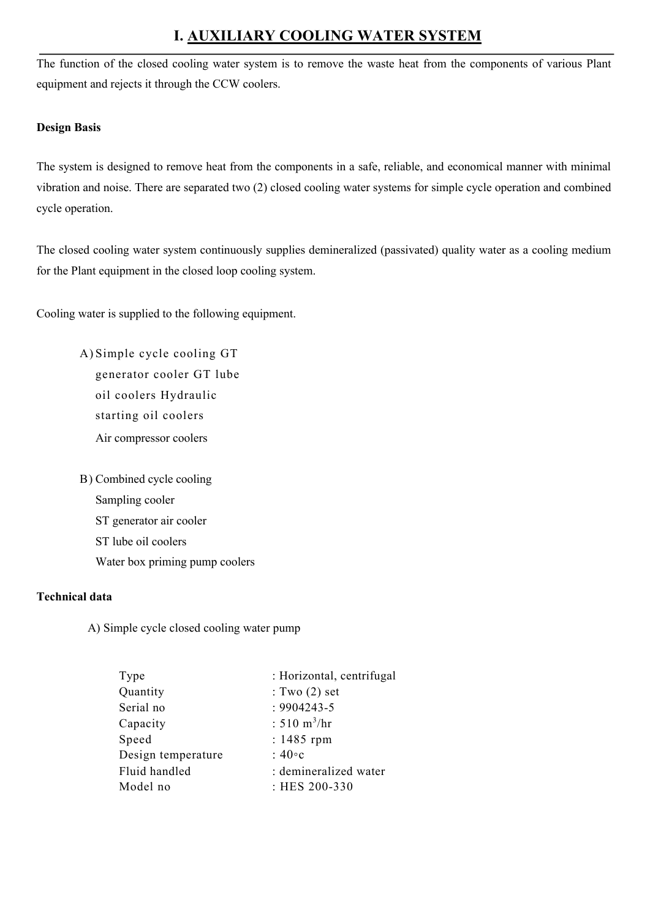# I. AUXILIARY COOLING WATER SYSTEM

The function of the closed cooling water system is to remove the waste heat from the components of various Plant equipment and rejects it through the CCW coolers.

**Design Basis**

The system is designed to remove heat from the components in a safe, reliable, and economical manner with minimal vibration and noise. There are separated two (2) closed cooling water systems for simple cycle operation and combined cycle operation.

The closed cooling water system continuously supplies demineralized (passivated) quality water as a cooling medium for the Plant equipment in the closed loop cooling system.

Cooling water is supplied to the following equipment.

A) Simple cycle cooling GT generator cooler GT lube oil coolers Hydraulic starting oil coolers
   Air compressor coolers

B) Combined cycle cooling
   Sampling cooler
   ST generator air cooler
   ST lube oil coolers
   Water box priming pump coolers

**Technical data**

A) Simple cycle closed cooling water pump

| | |
|---|---|
| Type | : Horizontal, centrifugal |
| Quantity | : Two (2) set |
| Serial no | : 9904243-5 |
| Capacity | : 510 $m^3$/hr |
| Speed | : 1485 rpm |
| Design temperature | : 40◦c |
| Fluid handled | : demineralized water |
| Model no | : HES 200-330 |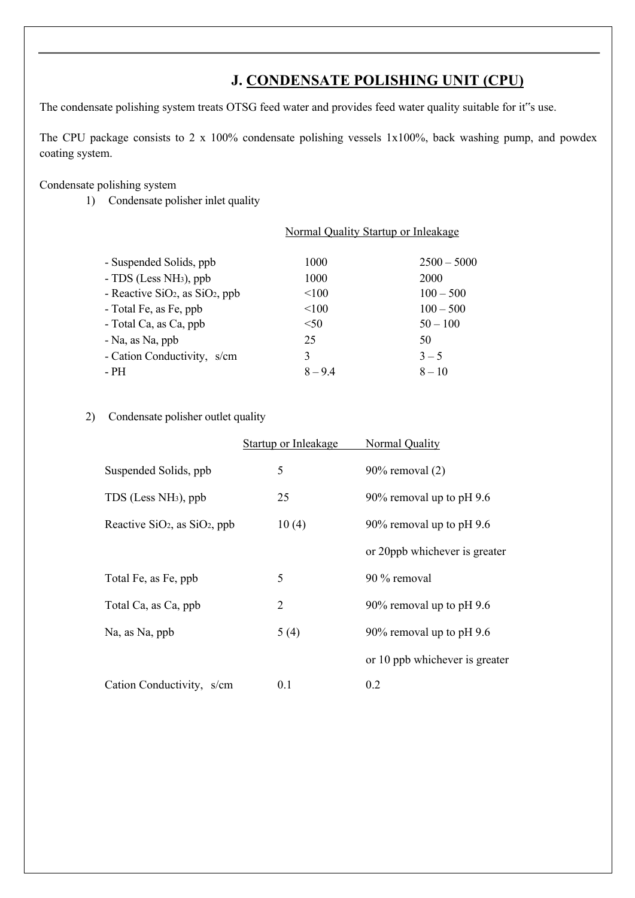## J. CONDENSATE POLISHING UNIT (CPU)

The condensate polishing system treats OTSG feed water and provides feed water quality suitable for it"s use.

The CPU package consists to 2 x 100% condensate polishing vessels 1x100%, back washing pump, and powdex coating system.

Condensate polishing system

1) Condensate polisher inlet quality

| | Normal Quality | Startup or Inleakage |
|---|---|---|
| - Suspended Solids, ppb | 1000 | 2500 – 5000 |
| - TDS (Less $NH_3$), ppb | 1000 | 2000 |
| - Reactive $SiO_2$, as $SiO_2$, ppb | <100 | 100 – 500 |
| - Total Fe, as Fe, ppb | <100 | 100 – 500 |
| - Total Ca, as Ca, ppb | <50 | 50 – 100 |
| - Na, as Na, ppb | 25 | 50 |
| - Cation Conductivity, s/cm | 3 | 3 – 5 |
| - PH | 8 – 9.4 | 8 – 10 |

2) Condensate polisher outlet quality

| | Startup or Inleakage | Normal Quality |
|---|---|---|
| Suspended Solids, ppb | 5 | 90% removal (2) |
| TDS (Less $NH_3$), ppb | 25 | 90% removal up to pH 9.6 |
| Reactive $SiO_2$, as $SiO_2$, ppb | 10 (4) | 90% removal up to pH 9.6 or 20ppb whichever is greater |
| Total Fe, as Fe, ppb | 5 | 90 % removal |
| Total Ca, as Ca, ppb | 2 | 90% removal up to pH 9.6 |
| Na, as Na, ppb | 5 (4) | 90% removal up to pH 9.6 or 10 ppb whichever is greater |
| Cation Conductivity, s/cm | 0.1 | 0.2 |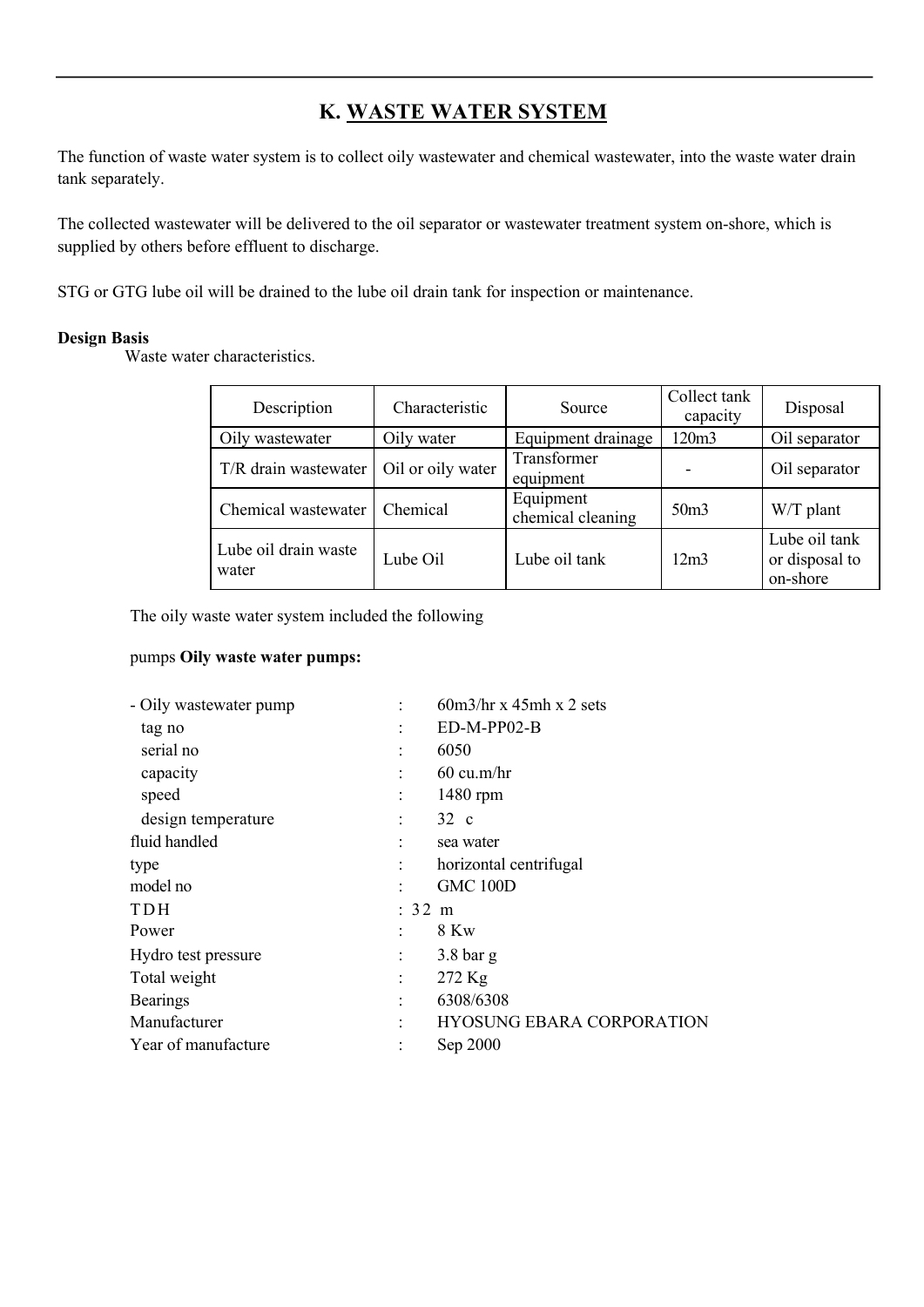# K. WASTE WATER SYSTEM

The function of waste water system is to collect oily wastewater and chemical wastewater, into the waste water drain tank separately.

The collected wastewater will be delivered to the oil separator or wastewater treatment system on-shore, which is supplied by others before effluent to discharge.

STG or GTG lube oil will be drained to the lube oil drain tank for inspection or maintenance.

**Design Basis**

Waste water characteristics.

| Description | Characteristic | Source | Collect tank capacity | Disposal |
|---|---|---|---|---|
| Oily wastewater | Oily water | Equipment drainage | 120m3 | Oil separator |
| T/R drain wastewater | Oil or oily water | Transformer equipment | - | Oil separator |
| Chemical wastewater | Chemical | Equipment chemical cleaning | 50m3 | W/T plant |
| Lube oil drain waste water | Lube Oil | Lube oil tank | 12m3 | Lube oil tank or disposal to on-shore |

The oily waste water system included the following

pumps **Oily waste water pumps:**

- Oily wastewater pump : 60m3/hr x 45mh x 2 sets
  - tag no : ED-M-PP02-B
  - serial no : 6050
  - capacity : 60 cu.m/hr
  - speed : 1480 rpm
  - design temperature : 32 c

fluid handled : sea water
type : horizontal centrifugal
model no : GMC 100D
TDH : 32 m
Power : 8 Kw
Hydro test pressure : 3.8 bar g
Total weight : 272 Kg
Bearings : 6308/6308
Manufacturer : HYOSUNG EBARA CORPORATION
Year of manufacture : Sep 2000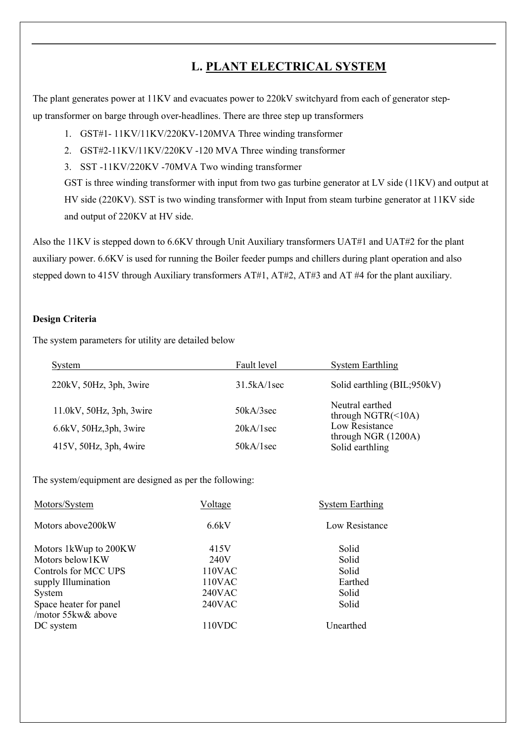# L. PLANT ELECTRICAL SYSTEM

The plant generates power at 11KV and evacuates power to 220kV switchyard from each of generator step-up transformer on barge through over-headlines. There are three step up transformers

1. GST#1- 11KV/11KV/220KV-120MVA Three winding transformer
2. GST#2-11KV/11KV/220KV -120 MVA Three winding transformer
3. SST -11KV/220KV -70MVA Two winding transformer

   GST is three winding transformer with input from two gas turbine generator at LV side (11KV) and output at HV side (220KV). SST is two winding transformer with Input from steam turbine generator at 11KV side and output of 220KV at HV side.

Also the 11KV is stepped down to 6.6KV through Unit Auxiliary transformers UAT#1 and UAT#2 for the plant auxiliary power. 6.6KV is used for running the Boiler feeder pumps and chillers during plant operation and also stepped down to 415V through Auxiliary transformers AT#1, AT#2, AT#3 and AT #4 for the plant auxiliary.

**Design Criteria**

The system parameters for utility are detailed below

| System | Fault level | System Earthling |
|---|---|---|
| 220kV, 50Hz, 3ph, 3wire | 31.5kA/1sec | Solid earthling (BIL;950kV) |
| 11.0kV, 50Hz, 3ph, 3wire | 50kA/3sec | Neutral earthed through NGTR(<10A) |
| 6.6kV, 50Hz,3ph, 3wire | 20kA/1sec | Low Resistance through NGR (1200A) |
| 415V, 50Hz, 3ph, 4wire | 50kA/1sec | Solid earthling |

The system/equipment are designed as per the following:

| Motors/System | Voltage | System Earthing |
|---|---|---|
| Motors above200kW | 6.6kV | Low Resistance |
| Motors 1kWup to 200KW | 415V | Solid |
| Motors below1KW | 240V | Solid |
| Controls for MCC UPS | 110VAC | Solid |
| supply Illumination | 110VAC | Earthed |
| System | 240VAC | Solid |
| Space heater for panel /motor 55kw& above | 240VAC | Solid |
| DC system | 110VDC | Unearthed |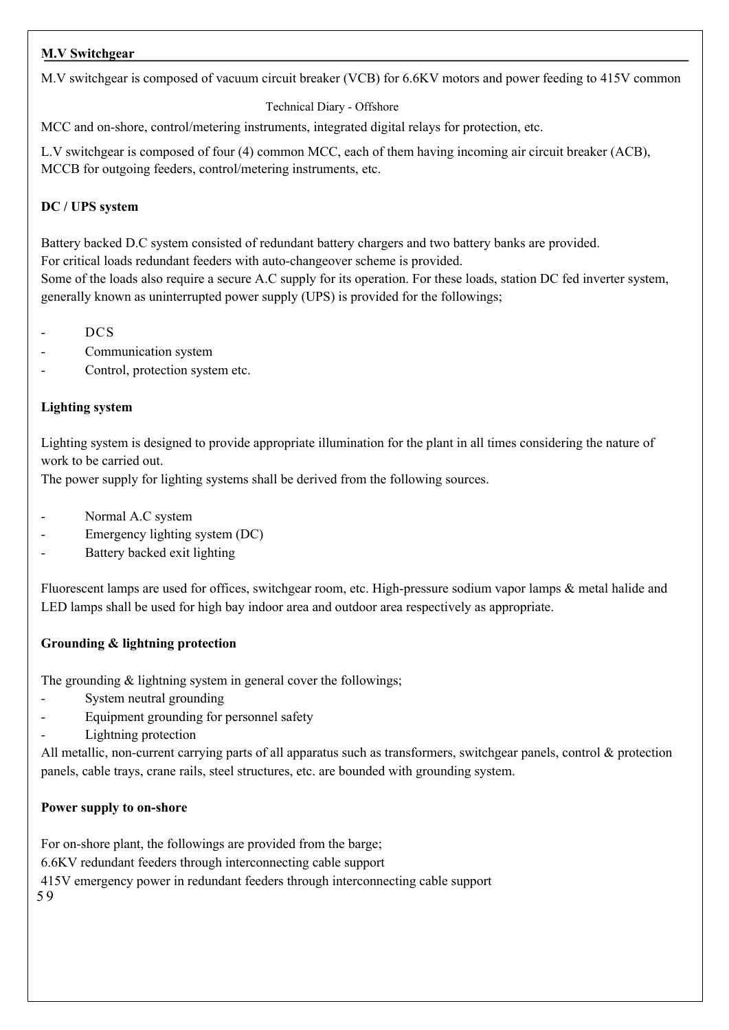**M.V Switchgear**

M.V switchgear is composed of vacuum circuit breaker (VCB) for 6.6KV motors and power feeding to 415V common MCC and on-shore, control/metering instruments, integrated digital relays for protection, etc.

L.V switchgear is composed of four (4) common MCC, each of them having incoming air circuit breaker (ACB), MCCB for outgoing feeders, control/metering instruments, etc.

**DC / UPS system**

Battery backed D.C system consisted of redundant battery chargers and two battery banks are provided.
For critical loads redundant feeders with auto-changeover scheme is provided.
Some of the loads also require a secure A.C supply for its operation. For these loads, station DC fed inverter system, generally known as uninterrupted power supply (UPS) is provided for the followings;

- DCS
- Communication system
- Control, protection system etc.

**Lighting system**

Lighting system is designed to provide appropriate illumination for the plant in all times considering the nature of work to be carried out.
The power supply for lighting systems shall be derived from the following sources.

- Normal A.C system
- Emergency lighting system (DC)
- Battery backed exit lighting

Fluorescent lamps are used for offices, switchgear room, etc. High-pressure sodium vapor lamps & metal halide and LED lamps shall be used for high bay indoor area and outdoor area respectively as appropriate.

**Grounding & lightning protection**

The grounding & lightning system in general cover the followings;

- System neutral grounding
- Equipment grounding for personnel safety
- Lightning protection

All metallic, non-current carrying parts of all apparatus such as transformers, switchgear panels, control & protection panels, cable trays, crane rails, steel structures, etc. are bounded with grounding system.

**Power supply to on-shore**

For on-shore plant, the followings are provided from the barge;
6.6KV redundant feeders through interconnecting cable support
415V emergency power in redundant feeders through interconnecting cable support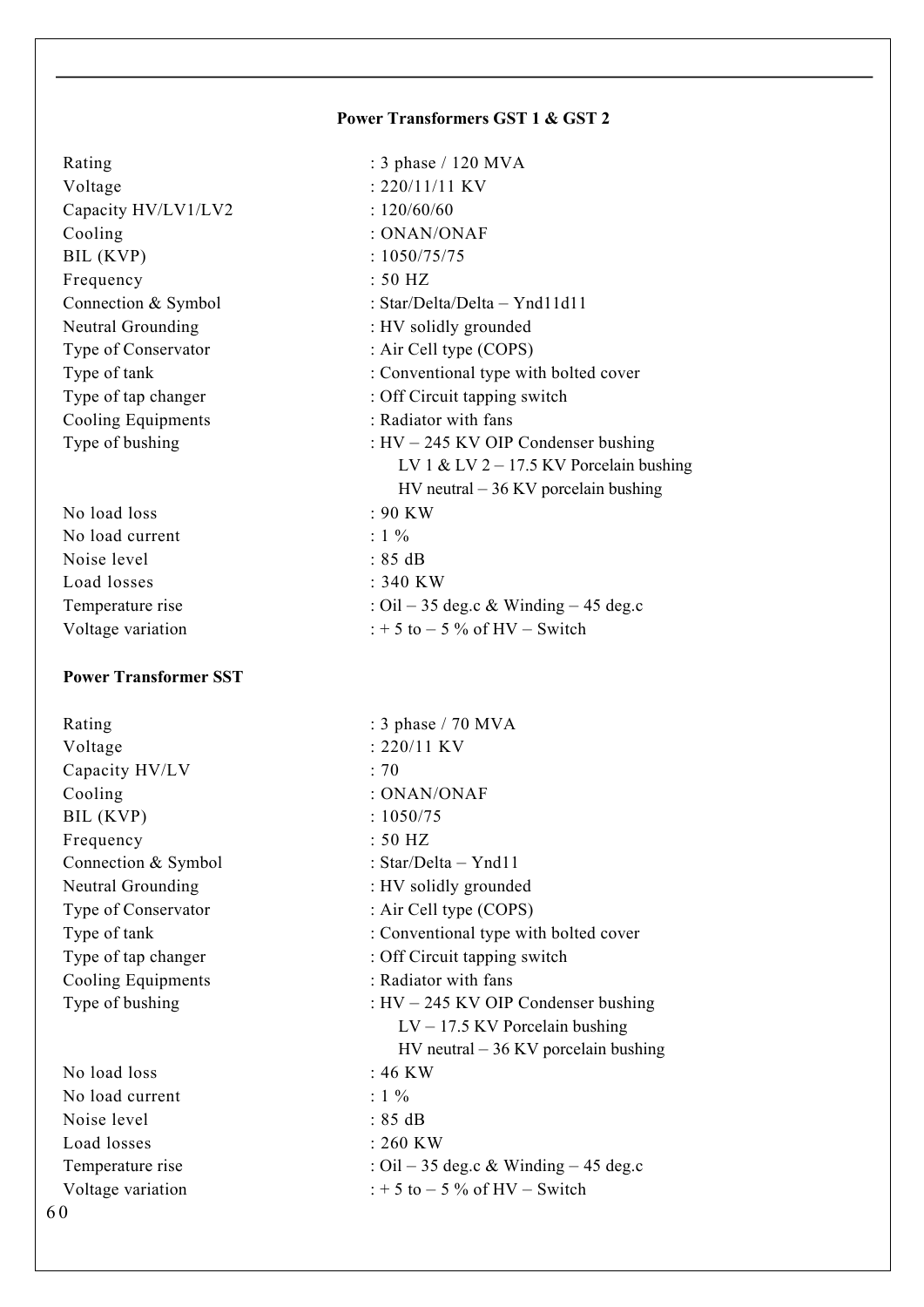## Power Transformers GST 1 & GST 2

| | |
|---|---|
| Rating | : 3 phase / 120 MVA |
| Voltage | : 220/11/11 KV |
| Capacity HV/LV1/LV2 | : 120/60/60 |
| Cooling | : ONAN/ONAF |
| BIL (KVP) | : 1050/75/75 |
| Frequency | : 50 HZ |
| Connection & Symbol | : Star/Delta/Delta – Ynd11d11 |
| Neutral Grounding | : HV solidly grounded |
| Type of Conservator | : Air Cell type (COPS) |
| Type of tank | : Conventional type with bolted cover |
| Type of tap changer | : Off Circuit tapping switch |
| Cooling Equipments | : Radiator with fans |
| Type of bushing | : HV – 245 KV OIP Condenser bushing<br>LV 1 & LV 2 – 17.5 KV Porcelain bushing<br>HV neutral – 36 KV porcelain bushing |
| No load loss | : 90 KW |
| No load current | : 1 % |
| Noise level | : 85 dB |
| Load losses | : 340 KW |
| Temperature rise | : Oil – 35 deg.c & Winding – 45 deg.c |
| Voltage variation | : + 5 to – 5 % of HV – Switch |

## Power Transformer SST

| | |
|---|---|
| Rating | : 3 phase / 70 MVA |
| Voltage | : 220/11 KV |
| Capacity HV/LV | : 70 |
| Cooling | : ONAN/ONAF |
| BIL (KVP) | : 1050/75 |
| Frequency | : 50 HZ |
| Connection & Symbol | : Star/Delta – Ynd11 |
| Neutral Grounding | : HV solidly grounded |
| Type of Conservator | : Air Cell type (COPS) |
| Type of tank | : Conventional type with bolted cover |
| Type of tap changer | : Off Circuit tapping switch |
| Cooling Equipments | : Radiator with fans |
| Type of bushing | : HV – 245 KV OIP Condenser bushing<br>LV – 17.5 KV Porcelain bushing<br>HV neutral – 36 KV porcelain bushing |
| No load loss | : 46 KW |
| No load current | : 1 % |
| Noise level | : 85 dB |
| Load losses | : 260 KW |
| Temperature rise | : Oil – 35 deg.c & Winding – 45 deg.c |
| Voltage variation | : + 5 to – 5 % of HV – Switch |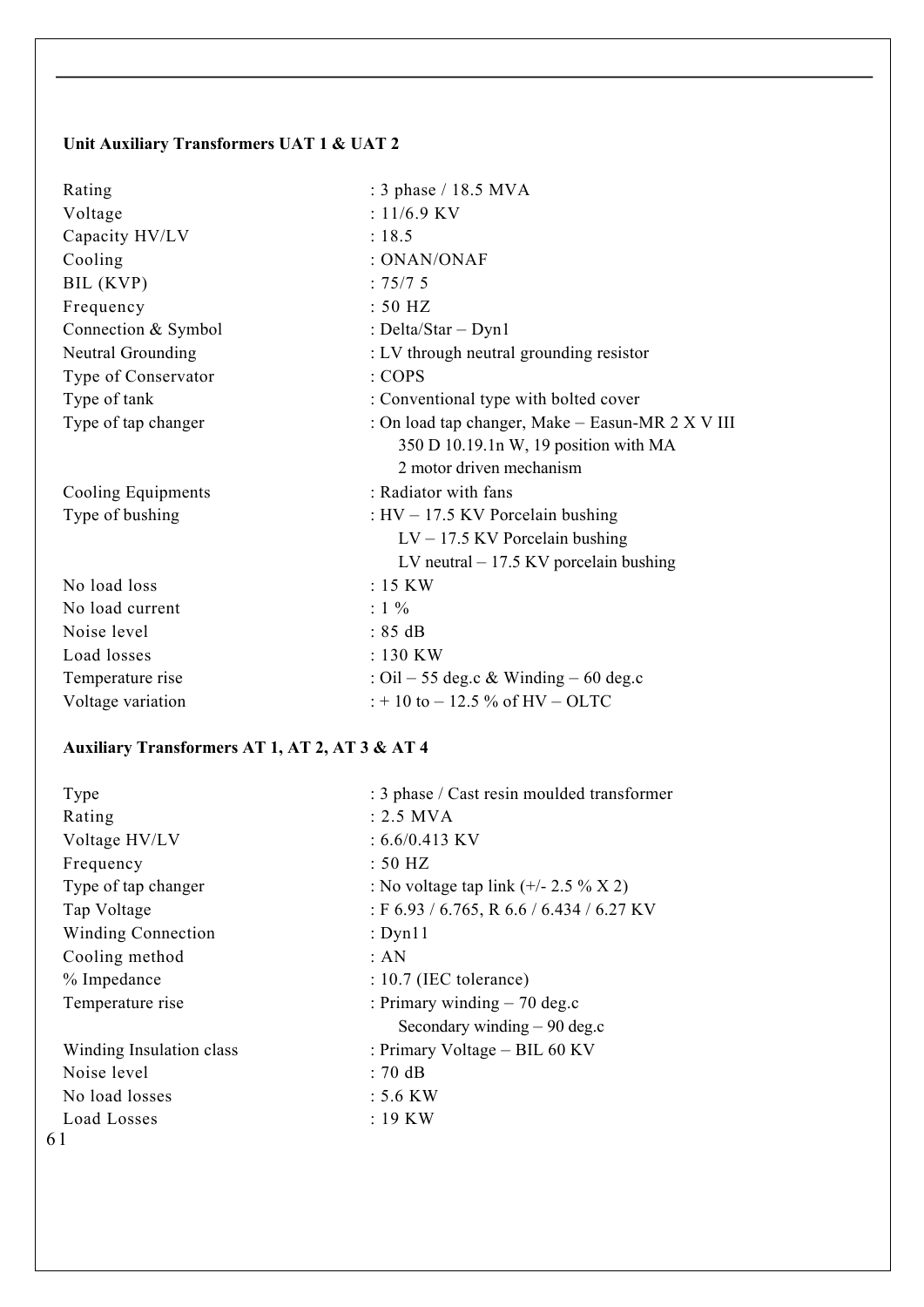**Unit Auxiliary Transformers UAT 1 & UAT 2**

| | |
|---|---|
| Rating | : 3 phase / 18.5 MVA |
| Voltage | : 11/6.9 KV |
| Capacity HV/LV | : 18.5 |
| Cooling | : ONAN/ONAF |
| BIL (KVP) | : 75/7 5 |
| Frequency | : 50 HZ |
| Connection & Symbol | : Delta/Star – Dyn1 |
| Neutral Grounding | : LV through neutral grounding resistor |
| Type of Conservator | : COPS |
| Type of tank | : Conventional type with bolted cover |
| Type of tap changer | : On load tap changer, Make – Easun-MR 2 X V III 350 D 10.19.1n W, 19 position with MA 2 motor driven mechanism |
| Cooling Equipments | : Radiator with fans |
| Type of bushing | : HV – 17.5 KV Porcelain bushing<br>LV – 17.5 KV Porcelain bushing<br>LV neutral – 17.5 KV porcelain bushing |
| No load loss | : 15 KW |
| No load current | : 1 % |
| Noise level | : 85 dB |
| Load losses | : 130 KW |
| Temperature rise | : Oil – 55 deg.c & Winding – 60 deg.c |
| Voltage variation | : + 10 to – 12.5 % of HV – OLTC |

**Auxiliary Transformers AT 1, AT 2, AT 3 & AT 4**

| | |
|---|---|
| Type | : 3 phase / Cast resin moulded transformer |
| Rating | : 2.5 MVA |
| Voltage HV/LV | : 6.6/0.413 KV |
| Frequency | : 50 HZ |
| Type of tap changer | : No voltage tap link (+/- 2.5 % X 2) |
| Tap Voltage | : F 6.93 / 6.765, R 6.6 / 6.434 / 6.27 KV |
| Winding Connection | : Dyn11 |
| Cooling method | : AN |
| % Impedance | : 10.7 (IEC tolerance) |
| Temperature rise | : Primary winding – 70 deg.c<br>Secondary winding – 90 deg.c |
| Winding Insulation class | : Primary Voltage – BIL 60 KV |
| Noise level | : 70 dB |
| No load losses | : 5.6 KW |
| Load Losses | : 19 KW |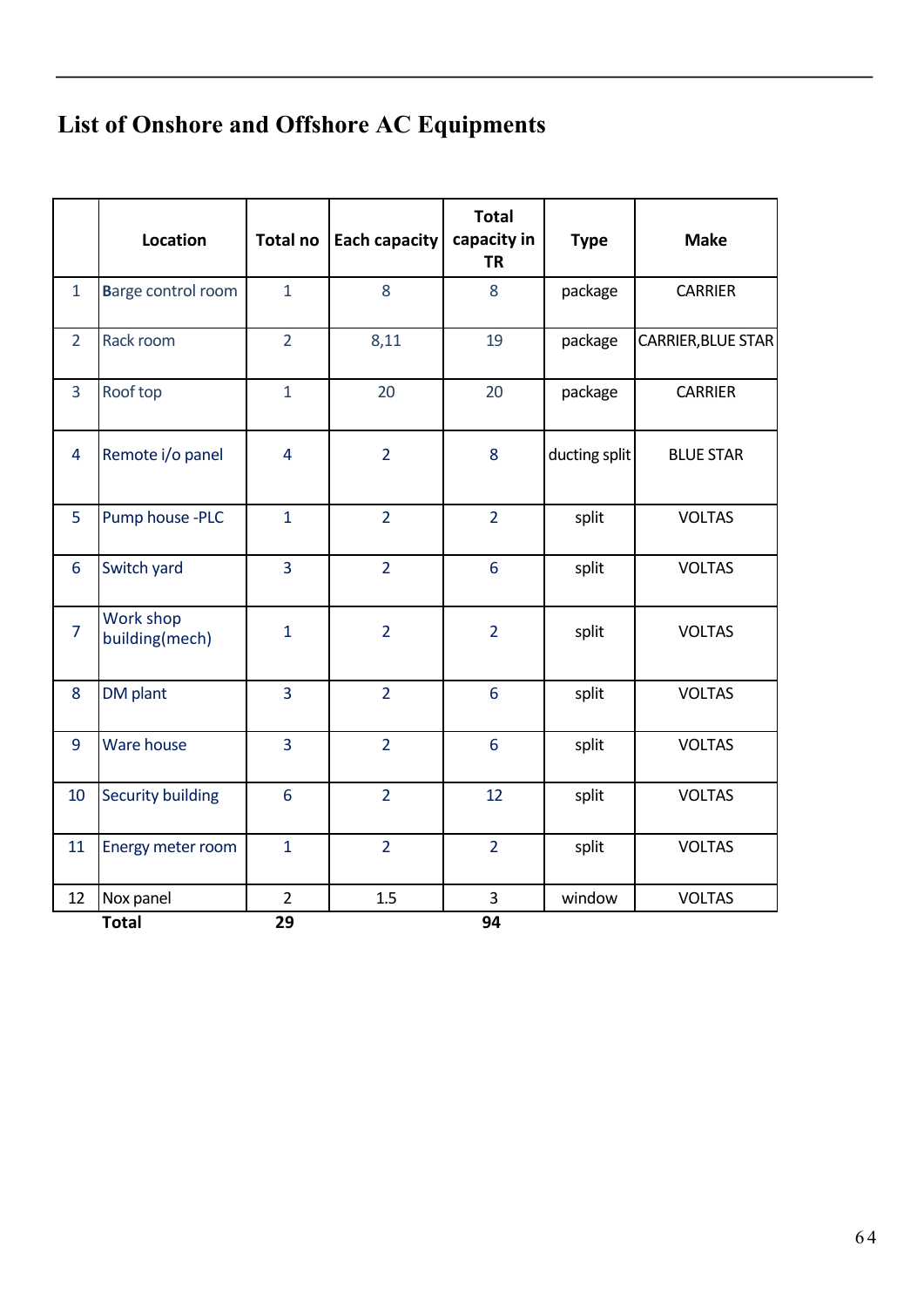## List of Onshore and Offshore AC Equipments

| | Location | Total no | Each capacity | Total capacity in TR | Type | Make |
|---|---|---|---|---|---|---|
| 1 | Barge control room | 1 | 8 | 8 | package | CARRIER |
| 2 | Rack room | 2 | 8,11 | 19 | package | CARRIER,BLUE STAR |
| 3 | Roof top | 1 | 20 | 20 | package | CARRIER |
| 4 | Remote i/o panel | 4 | 2 | 8 | ducting split | BLUE STAR |
| 5 | Pump house -PLC | 1 | 2 | 2 | split | VOLTAS |
| 6 | Switch yard | 3 | 2 | 6 | split | VOLTAS |
| 7 | Work shop building(mech) | 1 | 2 | 2 | split | VOLTAS |
| 8 | DM plant | 3 | 2 | 6 | split | VOLTAS |
| 9 | Ware house | 3 | 2 | 6 | split | VOLTAS |
| 10 | Security building | 6 | 2 | 12 | split | VOLTAS |
| 11 | Energy meter room | 1 | 2 | 2 | split | VOLTAS |
| 12 | Nox panel | 2 | 1.5 | 3 | window | VOLTAS |
| | **Total** | **29** | | **94** | | |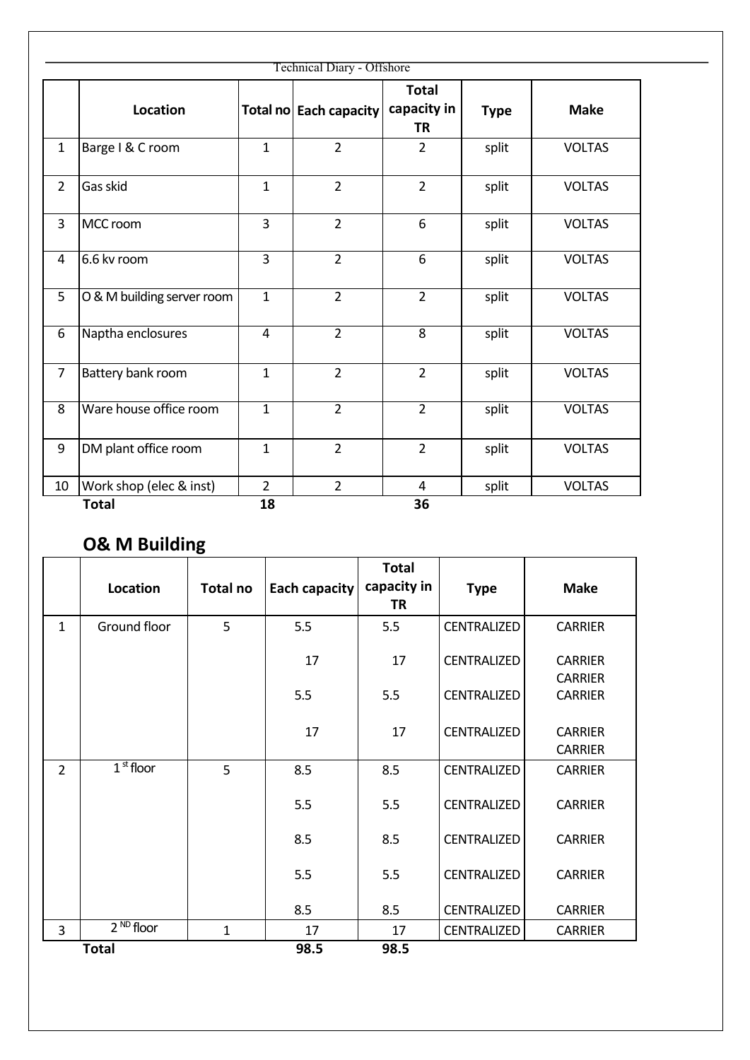| | Location | Total no | Each capacity | Total capacity in TR | Type | Make |
|---|---|---|---|---|---|---|
| 1 | Barge I & C room | 1 | 2 | 2 | split | VOLTAS |
| 2 | Gas skid | 1 | 2 | 2 | split | VOLTAS |
| 3 | MCC room | 3 | 2 | 6 | split | VOLTAS |
| 4 | 6.6 kv room | 3 | 2 | 6 | split | VOLTAS |
| 5 | O & M building server room | 1 | 2 | 2 | split | VOLTAS |
| 6 | Naptha enclosures | 4 | 2 | 8 | split | VOLTAS |
| 7 | Battery bank room | 1 | 2 | 2 | split | VOLTAS |
| 8 | Ware house office room | 1 | 2 | 2 | split | VOLTAS |
| 9 | DM plant office room | 1 | 2 | 2 | split | VOLTAS |
| 10 | Work shop (elec & inst) | 2 | 2 | 4 | split | VOLTAS |
| | **Total** | **18** | | **36** | | |

## O& M Building

| | Location | Total no | Each capacity | Total capacity in TR | Type | Make |
|---|---|---|---|---|---|---|
| 1 | Ground floor | 5 | 5.5 | 5.5 | CENTRALIZED | CARRIER |
| | | | 17 | 17 | CENTRALIZED | CARRIER CARRIER |
| | | | 5.5 | 5.5 | CENTRALIZED | CARRIER |
| | | | 17 | 17 | CENTRALIZED | CARRIER CARRIER |
| 2 | 1[st] floor | 5 | 8.5 | 8.5 | CENTRALIZED | CARRIER |
| | | | 5.5 | 5.5 | CENTRALIZED | CARRIER |
| | | | 8.5 | 8.5 | CENTRALIZED | CARRIER |
| | | | 5.5 | 5.5 | CENTRALIZED | CARRIER |
| | | | 8.5 | 8.5 | CENTRALIZED | CARRIER |
| 3 | 2[ND] floor | 1 | 17 | 17 | CENTRALIZED | CARRIER |
| | **Total** | | **98.5** | **98.5** | | |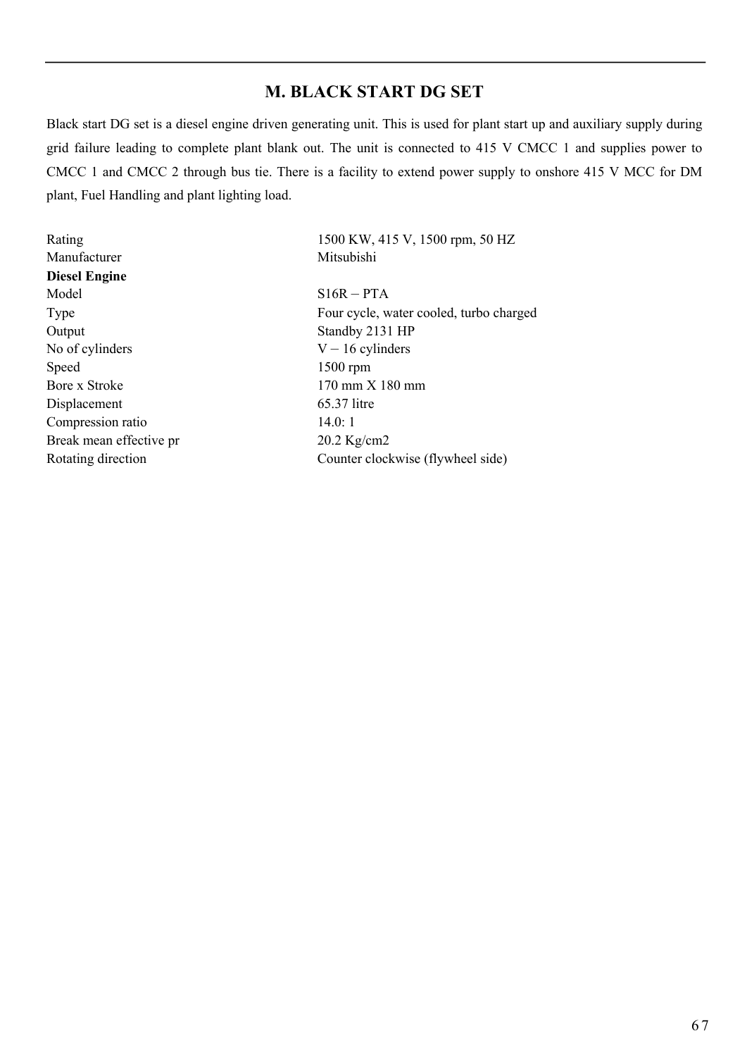## M. BLACK START DG SET

Black start DG set is a diesel engine driven generating unit. This is used for plant start up and auxiliary supply during grid failure leading to complete plant blank out. The unit is connected to 415 V CMCC 1 and supplies power to CMCC 1 and CMCC 2 through bus tie. There is a facility to extend power supply to onshore 415 V MCC for DM plant, Fuel Handling and plant lighting load.

| | |
|---|---|
| Rating | 1500 KW, 415 V, 1500 rpm, 50 HZ |
| Manufacturer | Mitsubishi |
| **Diesel Engine** | |
| Model | S16R – PTA |
| Type | Four cycle, water cooled, turbo charged |
| Output | Standby 2131 HP |
| No of cylinders | V – 16 cylinders |
| Speed | 1500 rpm |
| Bore x Stroke | 170 mm X 180 mm |
| Displacement | 65.37 litre |
| Compression ratio | 14.0: 1 |
| Break mean effective pr | 20.2 Kg/cm2 |
| Rotating direction | Counter clockwise (flywheel side) |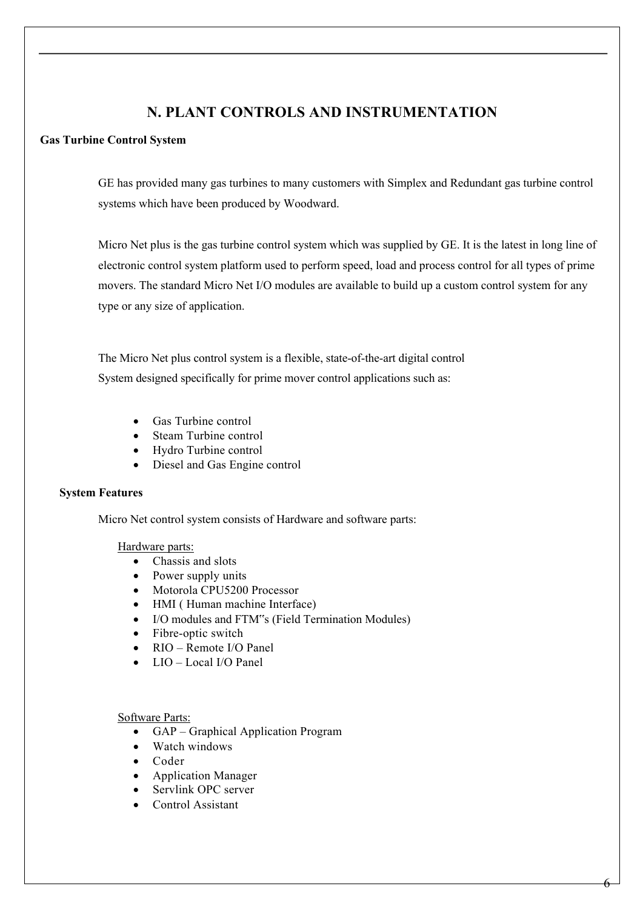# N. PLANT CONTROLS AND INSTRUMENTATION

**Gas Turbine Control System**

GE has provided many gas turbines to many customers with Simplex and Redundant gas turbine control systems which have been produced by Woodward.

Micro Net plus is the gas turbine control system which was supplied by GE. It is the latest in long line of electronic control system platform used to perform speed, load and process control for all types of prime movers. The standard Micro Net I/O modules are available to build up a custom control system for any type or any size of application.

The Micro Net plus control system is a flexible, state-of-the-art digital control System designed specifically for prime mover control applications such as:

- Gas Turbine control
- Steam Turbine control
- Hydro Turbine control
- Diesel and Gas Engine control

**System Features**

Micro Net control system consists of Hardware and software parts:

Hardware parts:

- Chassis and slots
- Power supply units
- Motorola CPU5200 Processor
- HMI ( Human machine Interface)
- I/O modules and FTM‟s (Field Termination Modules)
- Fibre-optic switch
- RIO – Remote I/O Panel
- LIO – Local I/O Panel

Software Parts:

- GAP – Graphical Application Program
- Watch windows
- Coder
- Application Manager
- Servlink OPC server
- Control Assistant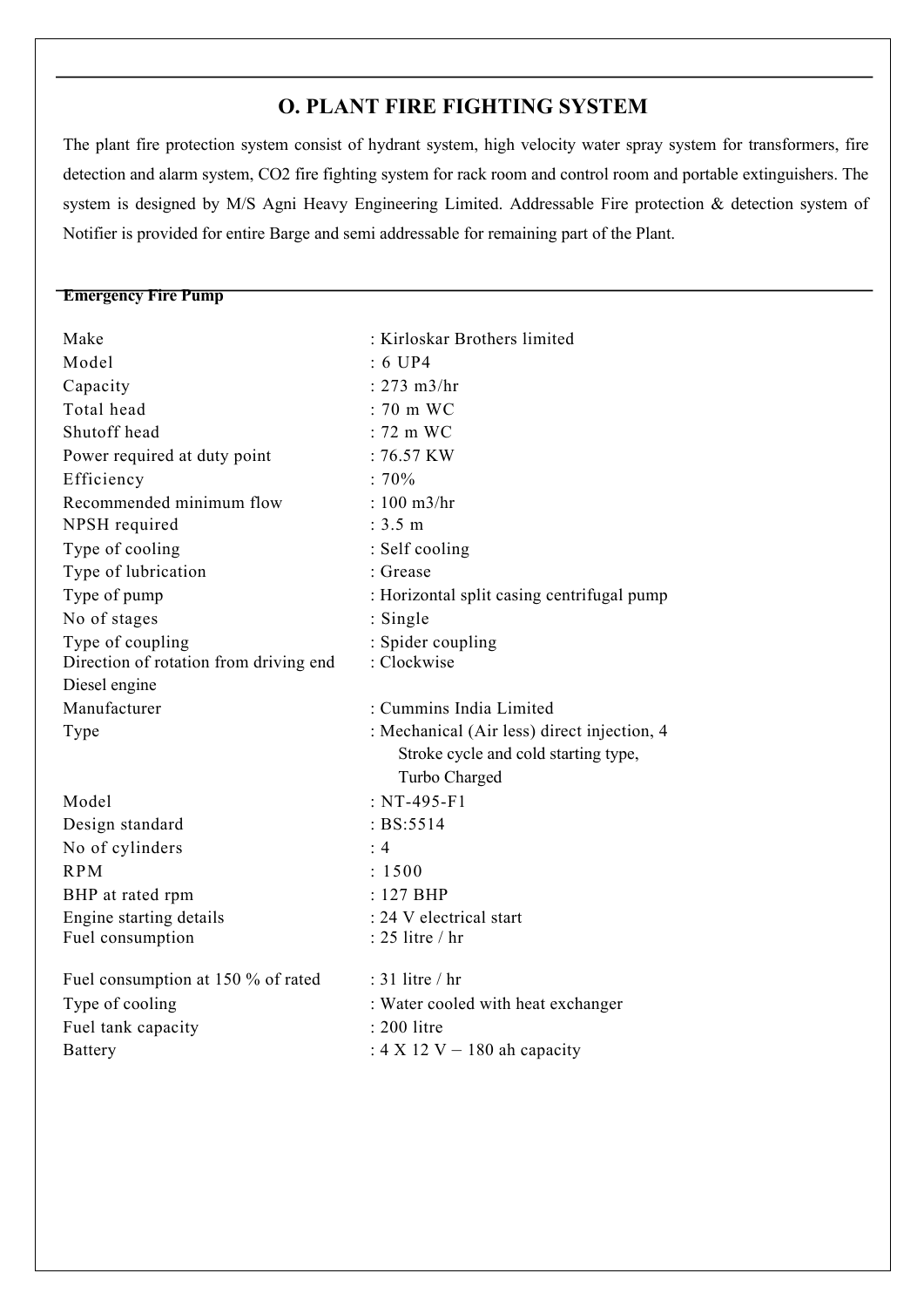## O. PLANT FIRE FIGHTING SYSTEM

The plant fire protection system consist of hydrant system, high velocity water spray system for transformers, fire detection and alarm system, CO2 fire fighting system for rack room and control room and portable extinguishers. The system is designed by M/S Agni Heavy Engineering Limited. Addressable Fire protection & detection system of Notifier is provided for entire Barge and semi addressable for remaining part of the Plant.

**Emergency Fire Pump**

| | |
|---|---|
| Make | : Kirloskar Brothers limited |
| Model | : 6 UP4 |
| Capacity | : 273 m3/hr |
| Total head | : 70 m WC |
| Shutoff head | : 72 m WC |
| Power required at duty point | : 76.57 KW |
| Efficiency | : 70% |
| Recommended minimum flow | : 100 m3/hr |
| NPSH required | : 3.5 m |
| Type of cooling | : Self cooling |
| Type of lubrication | : Grease |
| Type of pump | : Horizontal split casing centrifugal pump |
| No of stages | : Single |
| Type of coupling | : Spider coupling |
| Direction of rotation from driving end | : Clockwise |

Diesel engine

| | |
|---|---|
| Manufacturer | : Cummins India Limited |
| Type | : Mechanical (Air less) direct injection, 4 Stroke cycle and cold starting type, Turbo Charged |
| Model | : NT-495-F1 |
| Design standard | : BS:5514 |
| No of cylinders | : 4 |
| RPM | : 1500 |
| BHP at rated rpm | : 127 BHP |
| Engine starting details | : 24 V electrical start |
| Fuel consumption | : 25 litre / hr |
| Fuel consumption at 150 % of rated | : 31 litre / hr |
| Type of cooling | : Water cooled with heat exchanger |
| Fuel tank capacity | : 200 litre |
| Battery | : 4 X 12 V – 180 ah capacity |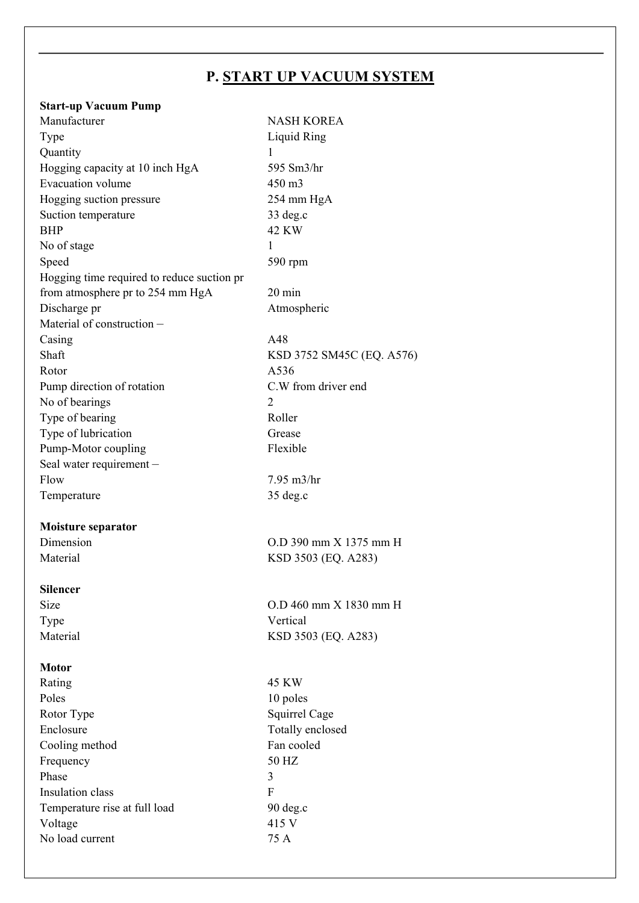## P. START UP VACUUM SYSTEM

**Start-up Vacuum Pump**

| | |
|---|---|
| Manufacturer | NASH KOREA |
| Type | Liquid Ring |
| Quantity | 1 |
| Hogging capacity at 10 inch HgA | 595 Sm3/hr |
| Evacuation volume | 450 m3 |
| Hogging suction pressure | 254 mm HgA |
| Suction temperature | 33 deg.c |
| BHP | 42 KW |
| No of stage | 1 |
| Speed | 590 rpm |
| Hogging time required to reduce suction pr from atmosphere pr to 254 mm HgA | 20 min |
| Discharge pr | Atmospheric |
| Material of construction – | |
| Casing | A48 |
| Shaft | KSD 3752 SM45C (EQ. A576) |
| Rotor | A536 |
| Pump direction of rotation | C.W from driver end |
| No of bearings | 2 |
| Type of bearing | Roller |
| Type of lubrication | Grease |
| Pump-Motor coupling | Flexible |
| Seal water requirement – | |
| Flow | 7.95 m3/hr |
| Temperature | 35 deg.c |

**Moisture separator**

| | |
|---|---|
| Dimension | O.D 390 mm X 1375 mm H |
| Material | KSD 3503 (EQ. A283) |

**Silencer**

| | |
|---|---|
| Size | O.D 460 mm X 1830 mm H |
| Type | Vertical |
| Material | KSD 3503 (EQ. A283) |

**Motor**

| | |
|---|---|
| Rating | 45 KW |
| Poles | 10 poles |
| Rotor Type | Squirrel Cage |
| Enclosure | Totally enclosed |
| Cooling method | Fan cooled |
| Frequency | 50 HZ |
| Phase | 3 |
| Insulation class | F |
| Temperature rise at full load | 90 deg.c |
| Voltage | 415 V |
| No load current | 75 A |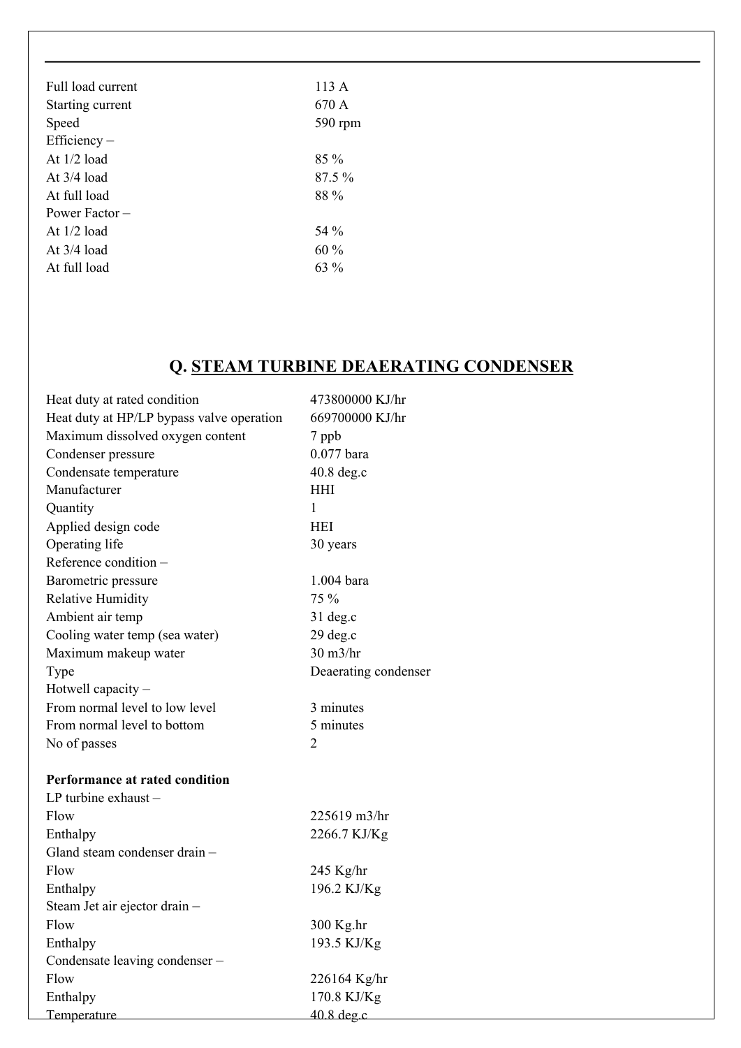| | |
|---|---|
| Full load current | 113 A |
| Starting current | 670 A |
| Speed | 590 rpm |
| Efficiency – | |
| At 1/2 load | 85 % |
| At 3/4 load | 87.5 % |
| At full load | 88 % |
| Power Factor – | |
| At 1/2 load | 54 % |
| At 3/4 load | 60 % |
| At full load | 63 % |

## Q. STEAM TURBINE DEAERATING CONDENSER

| | |
|---|---|
| Heat duty at rated condition | 473800000 KJ/hr |
| Heat duty at HP/LP bypass valve operation | 669700000 KJ/hr |
| Maximum dissolved oxygen content | 7 ppb |
| Condenser pressure | 0.077 bara |
| Condensate temperature | 40.8 deg.c |
| Manufacturer | HHI |
| Quantity | 1 |
| Applied design code | HEI |
| Operating life | 30 years |
| Reference condition – | |
| Barometric pressure | 1.004 bara |
| Relative Humidity | 75 % |
| Ambient air temp | 31 deg.c |
| Cooling water temp (sea water) | 29 deg.c |
| Maximum makeup water | 30 m3/hr |
| Type | Deaerating condenser |
| Hotwell capacity – | |
| From normal level to low level | 3 minutes |
| From normal level to bottom | 5 minutes |
| No of passes | 2 |

**Performance at rated condition**

| | |
|---|---|
| LP turbine exhaust – | |
| Flow | 225619 m3/hr |
| Enthalpy | 2266.7 KJ/Kg |
| Gland steam condenser drain – | |
| Flow | 245 Kg/hr |
| Enthalpy | 196.2 KJ/Kg |
| Steam Jet air ejector drain – | |
| Flow | 300 Kg.hr |
| Enthalpy | 193.5 KJ/Kg |
| Condensate leaving condenser – | |
| Flow | 226164 Kg/hr |
| Enthalpy | 170.8 KJ/Kg |
| Temperature | 40.8 deg.c |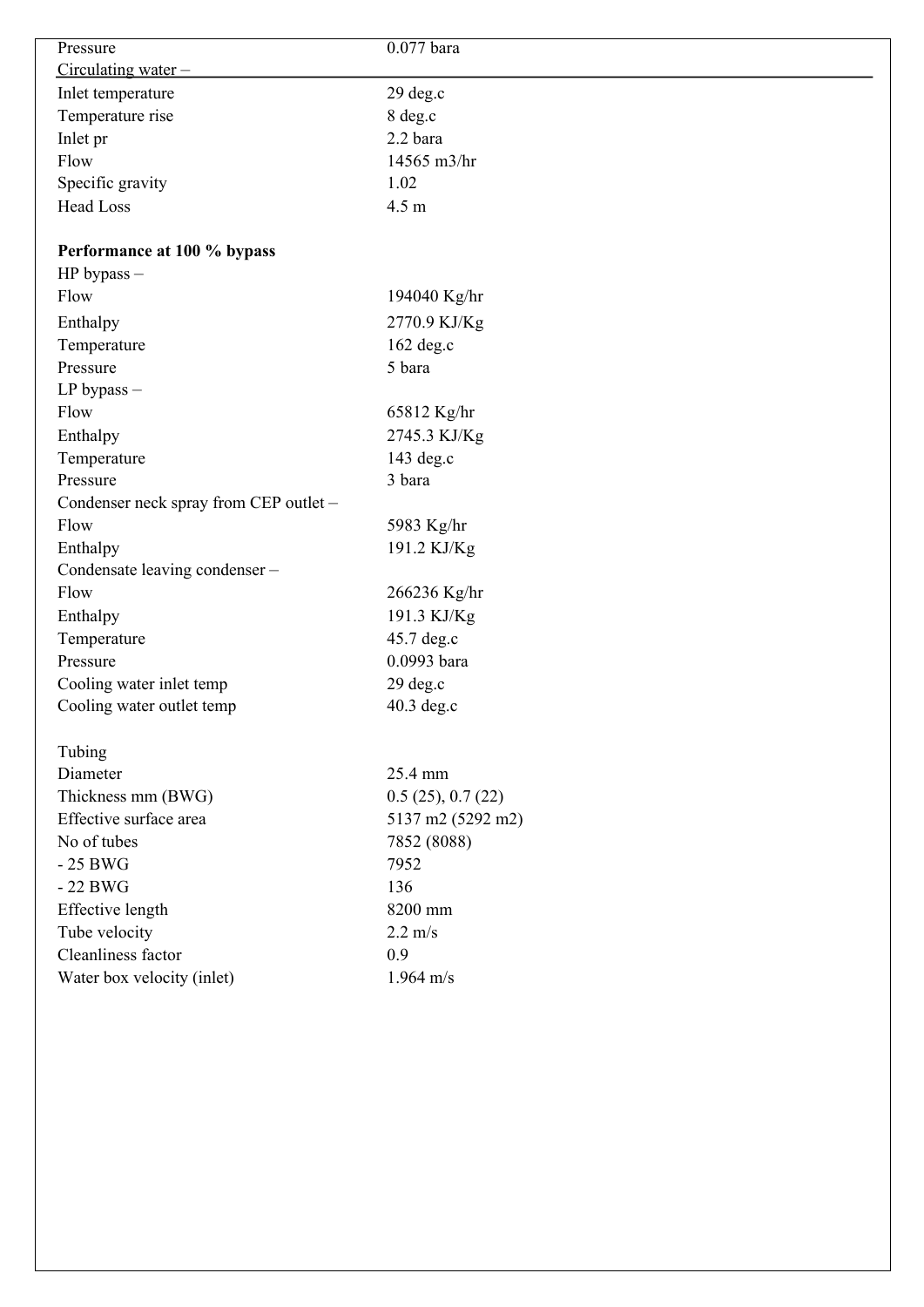| | |
|---|---|
| Pressure | 0.077 bara |
| Circulating water – | |
| Inlet temperature | 29 deg.c |
| Temperature rise | 8 deg.c |
| Inlet pr | 2.2 bara |
| Flow | 14565 m3/hr |
| Specific gravity | 1.02 |
| Head Loss | 4.5 m |

**Performance at 100 % bypass**

| | |
|---|---|
| HP bypass – | |
| Flow | 194040 Kg/hr |
| Enthalpy | 2770.9 KJ/Kg |
| Temperature | 162 deg.c |
| Pressure | 5 bara |
| LP bypass – | |
| Flow | 65812 Kg/hr |
| Enthalpy | 2745.3 KJ/Kg |
| Temperature | 143 deg.c |
| Pressure | 3 bara |
| Condenser neck spray from CEP outlet – | |
| Flow | 5983 Kg/hr |
| Enthalpy | 191.2 KJ/Kg |
| Condensate leaving condenser – | |
| Flow | 266236 Kg/hr |
| Enthalpy | 191.3 KJ/Kg |
| Temperature | 45.7 deg.c |
| Pressure | 0.0993 bara |
| Cooling water inlet temp | 29 deg.c |
| Cooling water outlet temp | 40.3 deg.c |

| | |
|---|---|
| Tubing | |
| Diameter | 25.4 mm |
| Thickness mm (BWG) | 0.5 (25), 0.7 (22) |
| Effective surface area | 5137 m2 (5292 m2) |
| No of tubes | 7852 (8088) |
| - 25 BWG | 7952 |
| - 22 BWG | 136 |
| Effective length | 8200 mm |
| Tube velocity | 2.2 m/s |
| Cleanliness factor | 0.9 |
| Water box velocity (inlet) | 1.964 m/s |